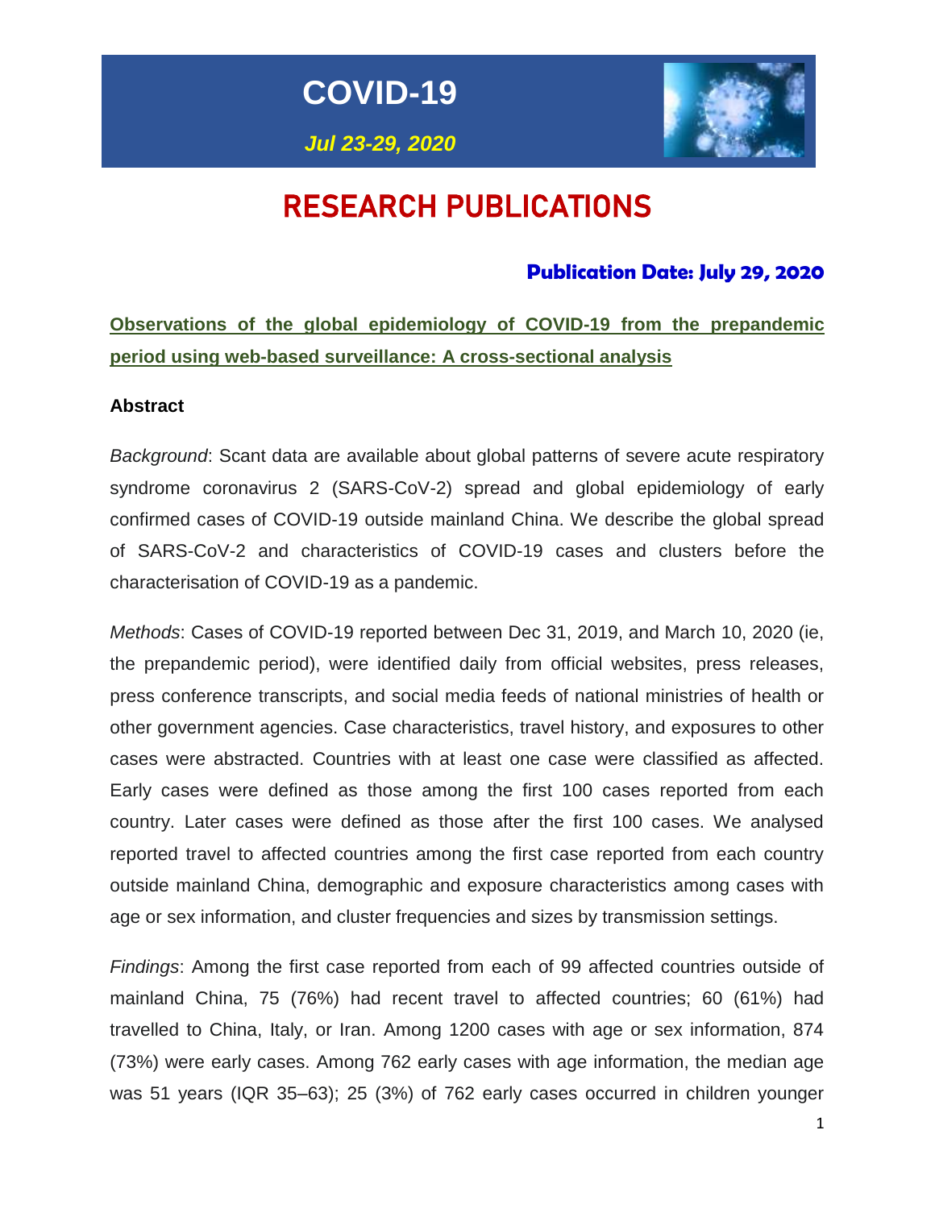# COVID-19

***Jul 23-29, 2020***

# RESEARCH PUBLICATIONS

**Publication Date: July 29, 2020**

## Observations of the global epidemiology of COVID-19 from the prepandemic period using web-based surveillance: A cross-sectional analysis

### Abstract

*Background*: Scant data are available about global patterns of severe acute respiratory syndrome coronavirus 2 (SARS-CoV-2) spread and global epidemiology of early confirmed cases of COVID-19 outside mainland China. We describe the global spread of SARS-CoV-2 and characteristics of COVID-19 cases and clusters before the characterisation of COVID-19 as a pandemic.

*Methods*: Cases of COVID-19 reported between Dec 31, 2019, and March 10, 2020 (ie, the prepandemic period), were identified daily from official websites, press releases, press conference transcripts, and social media feeds of national ministries of health or other government agencies. Case characteristics, travel history, and exposures to other cases were abstracted. Countries with at least one case were classified as affected. Early cases were defined as those among the first 100 cases reported from each country. Later cases were defined as those after the first 100 cases. We analysed reported travel to affected countries among the first case reported from each country outside mainland China, demographic and exposure characteristics among cases with age or sex information, and cluster frequencies and sizes by transmission settings.

*Findings*: Among the first case reported from each of 99 affected countries outside of mainland China, 75 (76%) had recent travel to affected countries; 60 (61%) had travelled to China, Italy, or Iran. Among 1200 cases with age or sex information, 874 (73%) were early cases. Among 762 early cases with age information, the median age was 51 years (IQR 35–63); 25 (3%) of 762 early cases occurred in children younger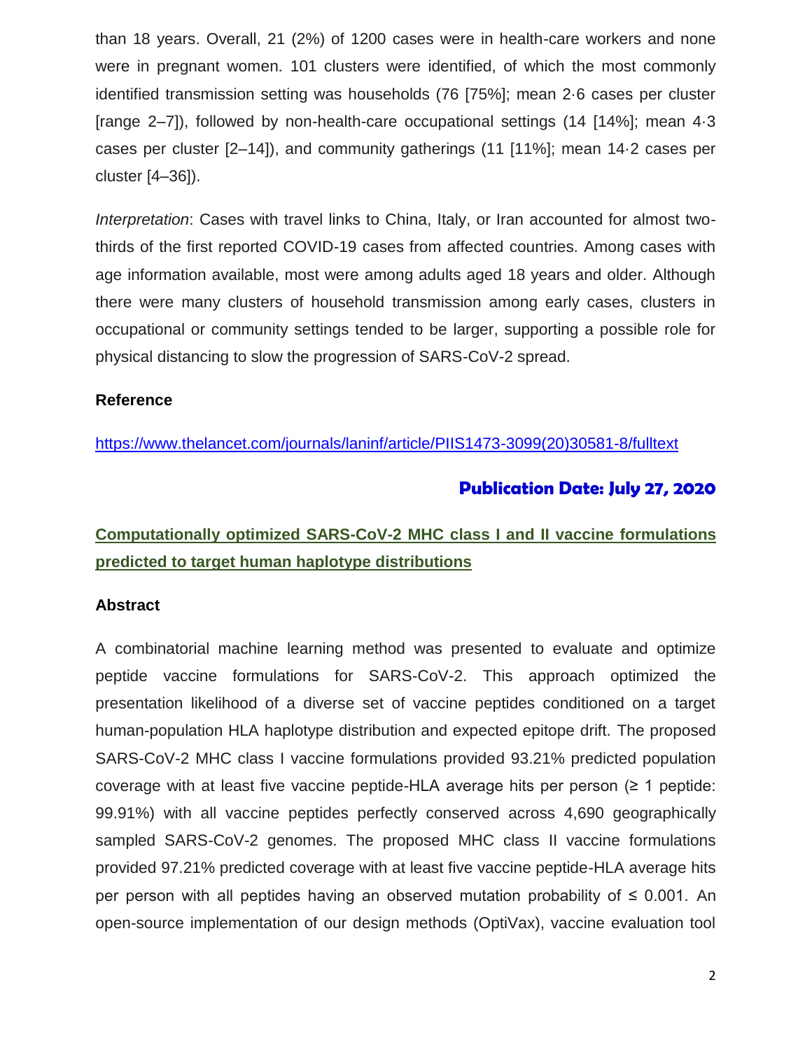than 18 years. Overall, 21 (2%) of 1200 cases were in health-care workers and none were in pregnant women. 101 clusters were identified, of which the most commonly identified transmission setting was households (76 [75%]; mean 2·6 cases per cluster [range 2–7]), followed by non-health-care occupational settings (14 [14%]; mean 4·3 cases per cluster [2–14]), and community gatherings (11 [11%]; mean 14·2 cases per cluster [4–36]).

*Interpretation*: Cases with travel links to China, Italy, or Iran accounted for almost two-thirds of the first reported COVID-19 cases from affected countries. Among cases with age information available, most were among adults aged 18 years and older. Although there were many clusters of household transmission among early cases, clusters in occupational or community settings tended to be larger, supporting a possible role for physical distancing to slow the progression of SARS-CoV-2 spread.

**Reference**

https://www.thelancet.com/journals/laninf/article/PIIS1473-3099(20)30581-8/fulltext

**Publication Date: July 27, 2020**

## Computationally optimized SARS-CoV-2 MHC class I and II vaccine formulations predicted to target human haplotype distributions

**Abstract**

A combinatorial machine learning method was presented to evaluate and optimize peptide vaccine formulations for SARS-CoV-2. This approach optimized the presentation likelihood of a diverse set of vaccine peptides conditioned on a target human-population HLA haplotype distribution and expected epitope drift. The proposed SARS-CoV-2 MHC class I vaccine formulations provided 93.21% predicted population coverage with at least five vaccine peptide-HLA average hits per person (≥ 1 peptide: 99.91%) with all vaccine peptides perfectly conserved across 4,690 geographically sampled SARS-CoV-2 genomes. The proposed MHC class II vaccine formulations provided 97.21% predicted coverage with at least five vaccine peptide-HLA average hits per person with all peptides having an observed mutation probability of ≤ 0.001. An open-source implementation of our design methods (OptiVax), vaccine evaluation tool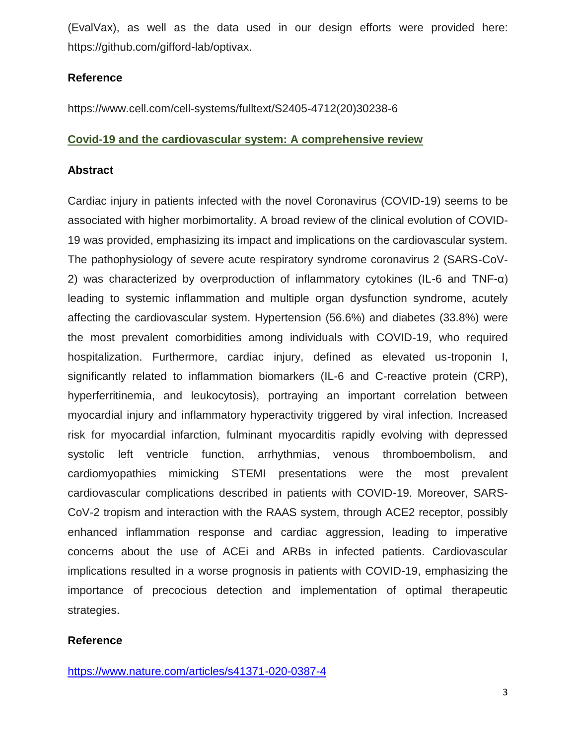(EvalVax), as well as the data used in our design efforts were provided here: https://github.com/gifford-lab/optivax.

**Reference**

https://www.cell.com/cell-systems/fulltext/S2405-4712(20)30238-6

## Covid-19 and the cardiovascular system: A comprehensive review

**Abstract**

Cardiac injury in patients infected with the novel Coronavirus (COVID-19) seems to be associated with higher morbimortality. A broad review of the clinical evolution of COVID-19 was provided, emphasizing its impact and implications on the cardiovascular system. The pathophysiology of severe acute respiratory syndrome coronavirus 2 (SARS-CoV-2) was characterized by overproduction of inflammatory cytokines (IL-6 and TNF-α) leading to systemic inflammation and multiple organ dysfunction syndrome, acutely affecting the cardiovascular system. Hypertension (56.6%) and diabetes (33.8%) were the most prevalent comorbidities among individuals with COVID-19, who required hospitalization. Furthermore, cardiac injury, defined as elevated us-troponin I, significantly related to inflammation biomarkers (IL-6 and C-reactive protein (CRP), hyperferritinemia, and leukocytosis), portraying an important correlation between myocardial injury and inflammatory hyperactivity triggered by viral infection. Increased risk for myocardial infarction, fulminant myocarditis rapidly evolving with depressed systolic left ventricle function, arrhythmias, venous thromboembolism, and cardiomyopathies mimicking STEMI presentations were the most prevalent cardiovascular complications described in patients with COVID-19. Moreover, SARS-CoV-2 tropism and interaction with the RAAS system, through ACE2 receptor, possibly enhanced inflammation response and cardiac aggression, leading to imperative concerns about the use of ACEi and ARBs in infected patients. Cardiovascular implications resulted in a worse prognosis in patients with COVID-19, emphasizing the importance of precocious detection and implementation of optimal therapeutic strategies.

**Reference**

https://www.nature.com/articles/s41371-020-0387-4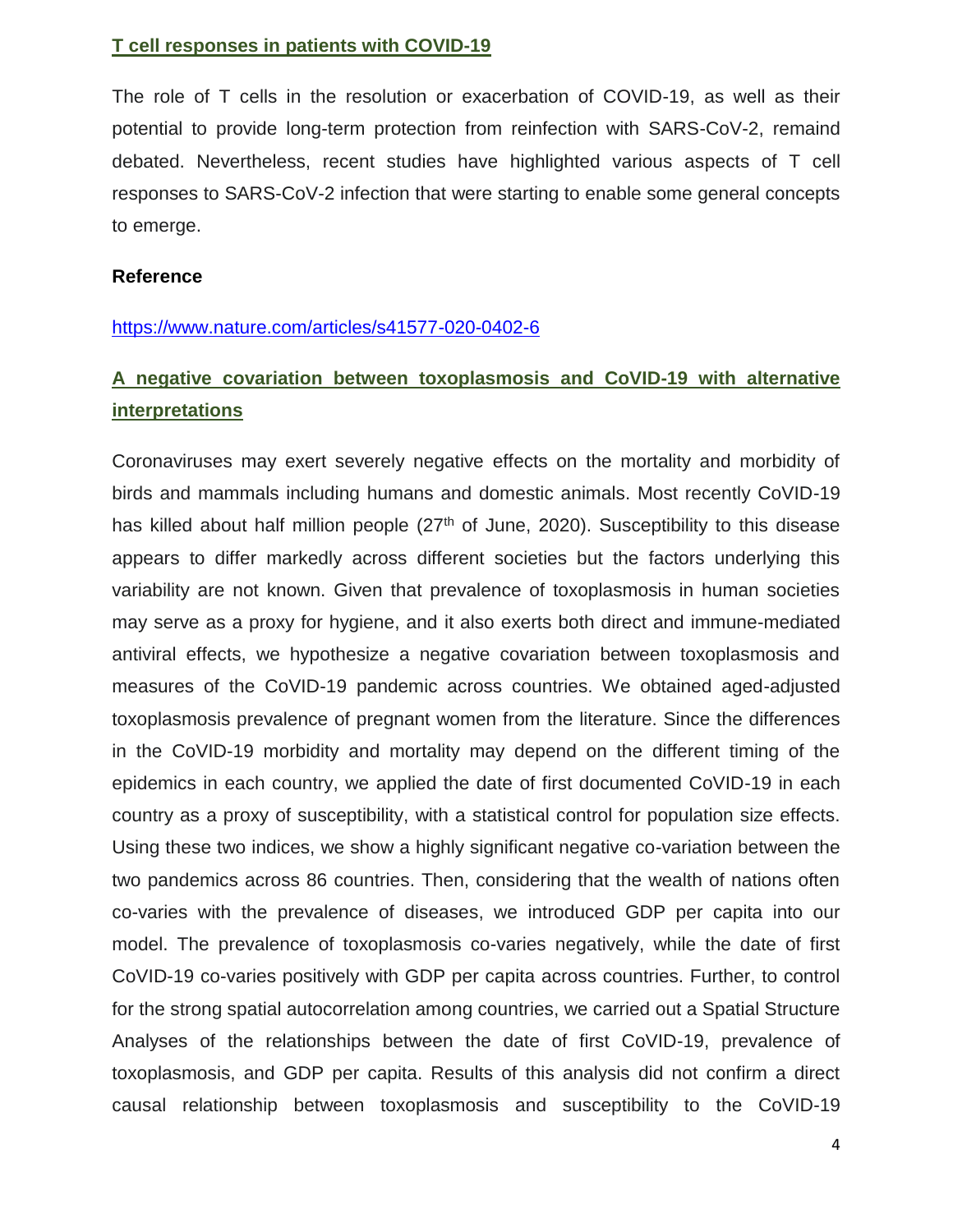## T cell responses in patients with COVID-19

The role of T cells in the resolution or exacerbation of COVID-19, as well as their potential to provide long-term protection from reinfection with SARS-CoV-2, remaind debated. Nevertheless, recent studies have highlighted various aspects of T cell responses to SARS-CoV-2 infection that were starting to enable some general concepts to emerge.

**Reference**

https://www.nature.com/articles/s41577-020-0402-6

## A negative covariation between toxoplasmosis and CoVID-19 with alternative interpretations

Coronaviruses may exert severely negative effects on the mortality and morbidity of birds and mammals including humans and domestic animals. Most recently CoVID-19 has killed about half million people (27th of June, 2020). Susceptibility to this disease appears to differ markedly across different societies but the factors underlying this variability are not known. Given that prevalence of toxoplasmosis in human societies may serve as a proxy for hygiene, and it also exerts both direct and immune-mediated antiviral effects, we hypothesize a negative covariation between toxoplasmosis and measures of the CoVID-19 pandemic across countries. We obtained aged-adjusted toxoplasmosis prevalence of pregnant women from the literature. Since the differences in the CoVID-19 morbidity and mortality may depend on the different timing of the epidemics in each country, we applied the date of first documented CoVID-19 in each country as a proxy of susceptibility, with a statistical control for population size effects. Using these two indices, we show a highly significant negative co-variation between the two pandemics across 86 countries. Then, considering that the wealth of nations often co-varies with the prevalence of diseases, we introduced GDP per capita into our model. The prevalence of toxoplasmosis co-varies negatively, while the date of first CoVID-19 co-varies positively with GDP per capita across countries. Further, to control for the strong spatial autocorrelation among countries, we carried out a Spatial Structure Analyses of the relationships between the date of first CoVID-19, prevalence of toxoplasmosis, and GDP per capita. Results of this analysis did not confirm a direct causal relationship between toxoplasmosis and susceptibility to the CoVID-19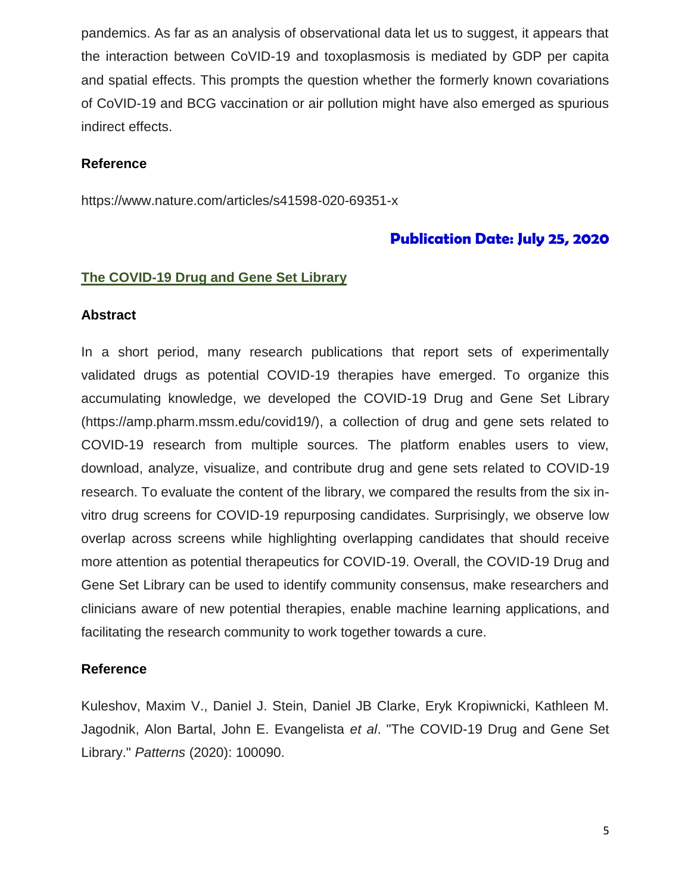pandemics. As far as an analysis of observational data let us to suggest, it appears that the interaction between CoVID-19 and toxoplasmosis is mediated by GDP per capita and spatial effects. This prompts the question whether the formerly known covariations of CoVID-19 and BCG vaccination or air pollution might have also emerged as spurious indirect effects.

**Reference**

https://www.nature.com/articles/s41598-020-69351-x

**Publication Date: July 25, 2020**

## The COVID-19 Drug and Gene Set Library

**Abstract**

In a short period, many research publications that report sets of experimentally validated drugs as potential COVID-19 therapies have emerged. To organize this accumulating knowledge, we developed the COVID-19 Drug and Gene Set Library (https://amp.pharm.mssm.edu/covid19/), a collection of drug and gene sets related to COVID-19 research from multiple sources. The platform enables users to view, download, analyze, visualize, and contribute drug and gene sets related to COVID-19 research. To evaluate the content of the library, we compared the results from the six in-vitro drug screens for COVID-19 repurposing candidates. Surprisingly, we observe low overlap across screens while highlighting overlapping candidates that should receive more attention as potential therapeutics for COVID-19. Overall, the COVID-19 Drug and Gene Set Library can be used to identify community consensus, make researchers and clinicians aware of new potential therapies, enable machine learning applications, and facilitating the research community to work together towards a cure.

**Reference**

Kuleshov, Maxim V., Daniel J. Stein, Daniel JB Clarke, Eryk Kropiwnicki, Kathleen M. Jagodnik, Alon Bartal, John E. Evangelista *et al*. "The COVID-19 Drug and Gene Set Library." *Patterns* (2020): 100090.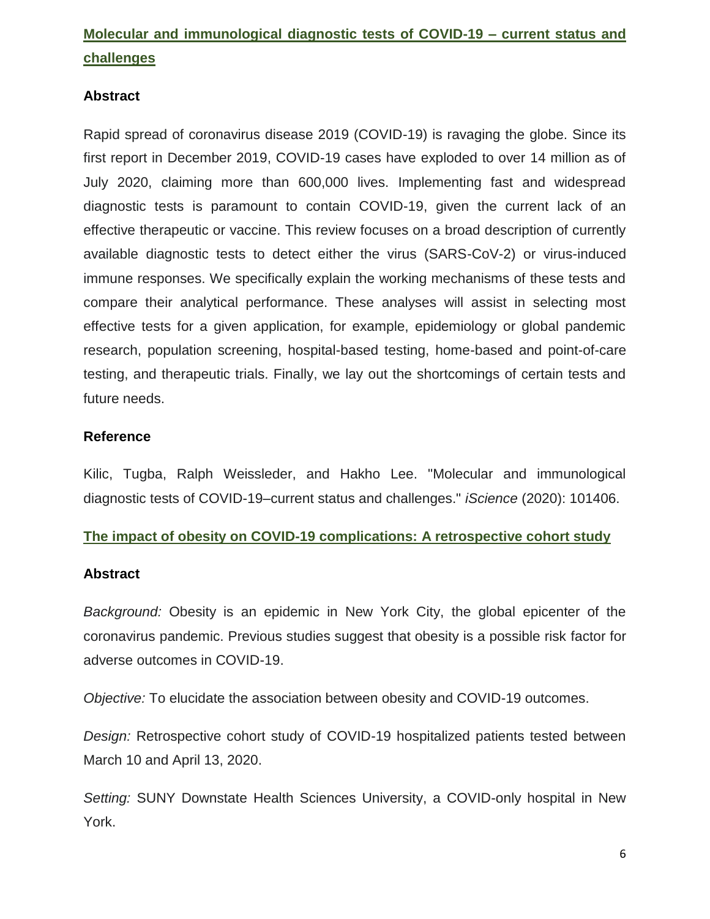## Molecular and immunological diagnostic tests of COVID-19 – current status and challenges

### Abstract

Rapid spread of coronavirus disease 2019 (COVID-19) is ravaging the globe. Since its first report in December 2019, COVID-19 cases have exploded to over 14 million as of July 2020, claiming more than 600,000 lives. Implementing fast and widespread diagnostic tests is paramount to contain COVID-19, given the current lack of an effective therapeutic or vaccine. This review focuses on a broad description of currently available diagnostic tests to detect either the virus (SARS-CoV-2) or virus-induced immune responses. We specifically explain the working mechanisms of these tests and compare their analytical performance. These analyses will assist in selecting most effective tests for a given application, for example, epidemiology or global pandemic research, population screening, hospital-based testing, home-based and point-of-care testing, and therapeutic trials. Finally, we lay out the shortcomings of certain tests and future needs.

### Reference

Kilic, Tugba, Ralph Weissleder, and Hakho Lee. "Molecular and immunological diagnostic tests of COVID-19–current status and challenges." *iScience* (2020): 101406.

## The impact of obesity on COVID-19 complications: A retrospective cohort study

### Abstract

*Background:* Obesity is an epidemic in New York City, the global epicenter of the coronavirus pandemic. Previous studies suggest that obesity is a possible risk factor for adverse outcomes in COVID-19.

*Objective:* To elucidate the association between obesity and COVID-19 outcomes.

*Design:* Retrospective cohort study of COVID-19 hospitalized patients tested between March 10 and April 13, 2020.

*Setting:* SUNY Downstate Health Sciences University, a COVID-only hospital in New York.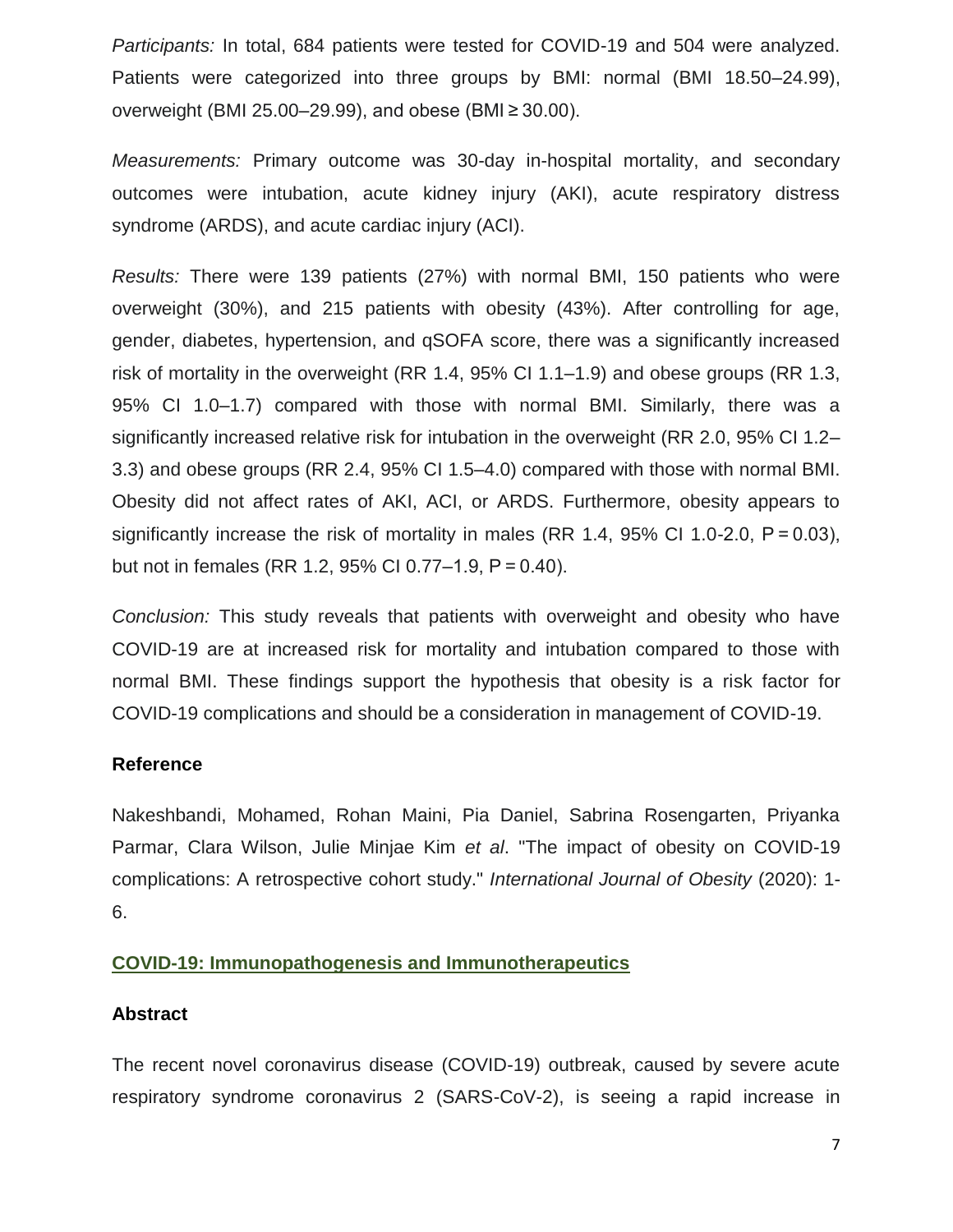*Participants:* In total, 684 patients were tested for COVID-19 and 504 were analyzed. Patients were categorized into three groups by BMI: normal (BMI 18.50–24.99), overweight (BMI 25.00–29.99), and obese (BMI ≥ 30.00).

*Measurements:* Primary outcome was 30-day in-hospital mortality, and secondary outcomes were intubation, acute kidney injury (AKI), acute respiratory distress syndrome (ARDS), and acute cardiac injury (ACI).

*Results:* There were 139 patients (27%) with normal BMI, 150 patients who were overweight (30%), and 215 patients with obesity (43%). After controlling for age, gender, diabetes, hypertension, and qSOFA score, there was a significantly increased risk of mortality in the overweight (RR 1.4, 95% CI 1.1–1.9) and obese groups (RR 1.3, 95% CI 1.0–1.7) compared with those with normal BMI. Similarly, there was a significantly increased relative risk for intubation in the overweight (RR 2.0, 95% CI 1.2–3.3) and obese groups (RR 2.4, 95% CI 1.5–4.0) compared with those with normal BMI. Obesity did not affect rates of AKI, ACI, or ARDS. Furthermore, obesity appears to significantly increase the risk of mortality in males (RR 1.4, 95% CI 1.0-2.0, $P = 0.03$), but not in females (RR 1.2, 95% CI 0.77–1.9, $P = 0.40$).

*Conclusion:* This study reveals that patients with overweight and obesity who have COVID-19 are at increased risk for mortality and intubation compared to those with normal BMI. These findings support the hypothesis that obesity is a risk factor for COVID-19 complications and should be a consideration in management of COVID-19.

**Reference**

Nakeshbandi, Mohamed, Rohan Maini, Pia Daniel, Sabrina Rosengarten, Priyanka Parmar, Clara Wilson, Julie Minjae Kim *et al*. "The impact of obesity on COVID-19 complications: A retrospective cohort study." *International Journal of Obesity* (2020): 1-6.

## COVID-19: Immunopathogenesis and Immunotherapeutics

**Abstract**

The recent novel coronavirus disease (COVID-19) outbreak, caused by severe acute respiratory syndrome coronavirus 2 (SARS-CoV-2), is seeing a rapid increase in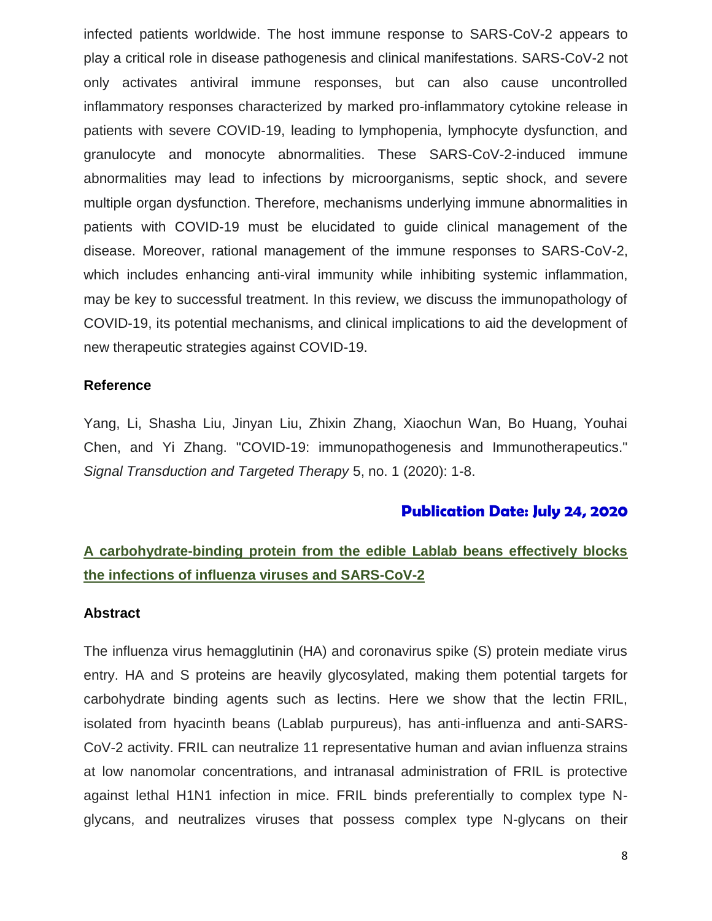infected patients worldwide. The host immune response to SARS-CoV-2 appears to play a critical role in disease pathogenesis and clinical manifestations. SARS-CoV-2 not only activates antiviral immune responses, but can also cause uncontrolled inflammatory responses characterized by marked pro-inflammatory cytokine release in patients with severe COVID-19, leading to lymphopenia, lymphocyte dysfunction, and granulocyte and monocyte abnormalities. These SARS-CoV-2-induced immune abnormalities may lead to infections by microorganisms, septic shock, and severe multiple organ dysfunction. Therefore, mechanisms underlying immune abnormalities in patients with COVID-19 must be elucidated to guide clinical management of the disease. Moreover, rational management of the immune responses to SARS-CoV-2, which includes enhancing anti-viral immunity while inhibiting systemic inflammation, may be key to successful treatment. In this review, we discuss the immunopathology of COVID-19, its potential mechanisms, and clinical implications to aid the development of new therapeutic strategies against COVID-19.

**Reference**

Yang, Li, Shasha Liu, Jinyan Liu, Zhixin Zhang, Xiaochun Wan, Bo Huang, Youhai Chen, and Yi Zhang. "COVID-19: immunopathogenesis and Immunotherapeutics." *Signal Transduction and Targeted Therapy* 5, no. 1 (2020): 1-8.

**Publication Date: July 24, 2020**

## A carbohydrate-binding protein from the edible Lablab beans effectively blocks the infections of influenza viruses and SARS-CoV-2

**Abstract**

The influenza virus hemagglutinin (HA) and coronavirus spike (S) protein mediate virus entry. HA and S proteins are heavily glycosylated, making them potential targets for carbohydrate binding agents such as lectins. Here we show that the lectin FRIL, isolated from hyacinth beans (Lablab purpureus), has anti-influenza and anti-SARS-CoV-2 activity. FRIL can neutralize 11 representative human and avian influenza strains at low nanomolar concentrations, and intranasal administration of FRIL is protective against lethal H1N1 infection in mice. FRIL binds preferentially to complex type N-glycans, and neutralizes viruses that possess complex type N-glycans on their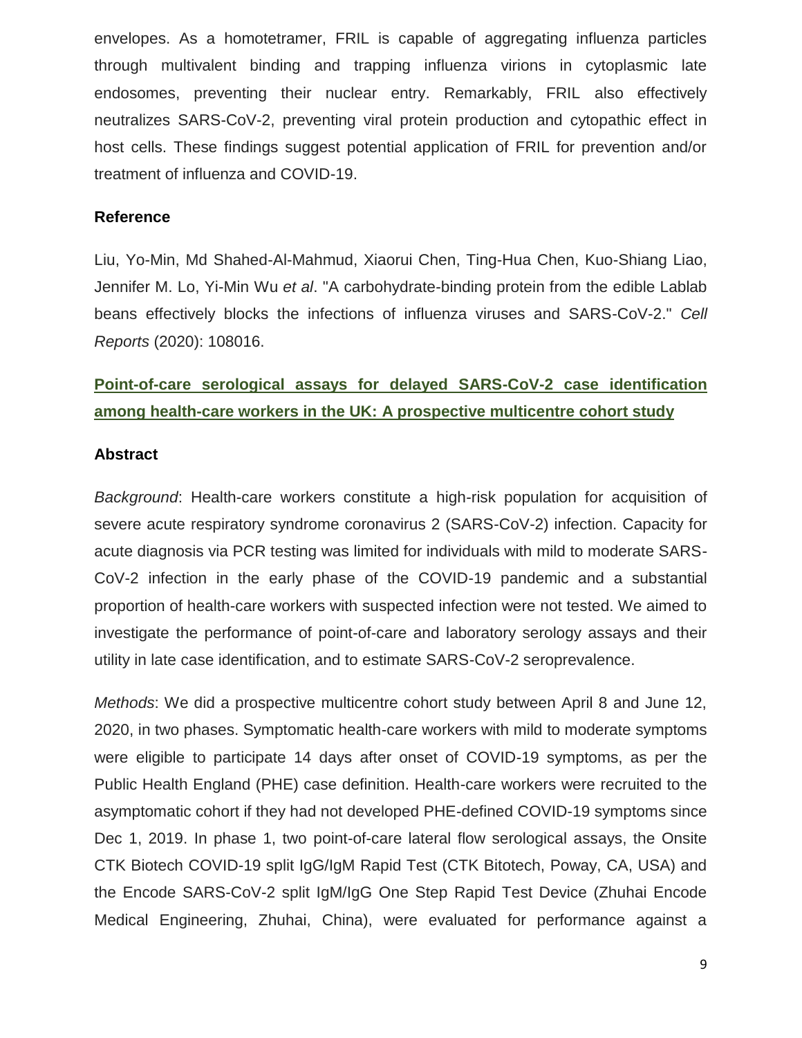envelopes. As a homotetramer, FRIL is capable of aggregating influenza particles through multivalent binding and trapping influenza virions in cytoplasmic late endosomes, preventing their nuclear entry. Remarkably, FRIL also effectively neutralizes SARS-CoV-2, preventing viral protein production and cytopathic effect in host cells. These findings suggest potential application of FRIL for prevention and/or treatment of influenza and COVID-19.

### Reference

Liu, Yo-Min, Md Shahed-Al-Mahmud, Xiaorui Chen, Ting-Hua Chen, Kuo-Shiang Liao, Jennifer M. Lo, Yi-Min Wu *et al*. "A carbohydrate-binding protein from the edible Lablab beans effectively blocks the infections of influenza viruses and SARS-CoV-2." *Cell Reports* (2020): 108016.

## Point-of-care serological assays for delayed SARS-CoV-2 case identification among health-care workers in the UK: A prospective multicentre cohort study

### Abstract

*Background*: Health-care workers constitute a high-risk population for acquisition of severe acute respiratory syndrome coronavirus 2 (SARS-CoV-2) infection. Capacity for acute diagnosis via PCR testing was limited for individuals with mild to moderate SARS-CoV-2 infection in the early phase of the COVID-19 pandemic and a substantial proportion of health-care workers with suspected infection were not tested. We aimed to investigate the performance of point-of-care and laboratory serology assays and their utility in late case identification, and to estimate SARS-CoV-2 seroprevalence.

*Methods*: We did a prospective multicentre cohort study between April 8 and June 12, 2020, in two phases. Symptomatic health-care workers with mild to moderate symptoms were eligible to participate 14 days after onset of COVID-19 symptoms, as per the Public Health England (PHE) case definition. Health-care workers were recruited to the asymptomatic cohort if they had not developed PHE-defined COVID-19 symptoms since Dec 1, 2019. In phase 1, two point-of-care lateral flow serological assays, the Onsite CTK Biotech COVID-19 split IgG/IgM Rapid Test (CTK Bitotech, Poway, CA, USA) and the Encode SARS-CoV-2 split IgM/IgG One Step Rapid Test Device (Zhuhai Encode Medical Engineering, Zhuhai, China), were evaluated for performance against a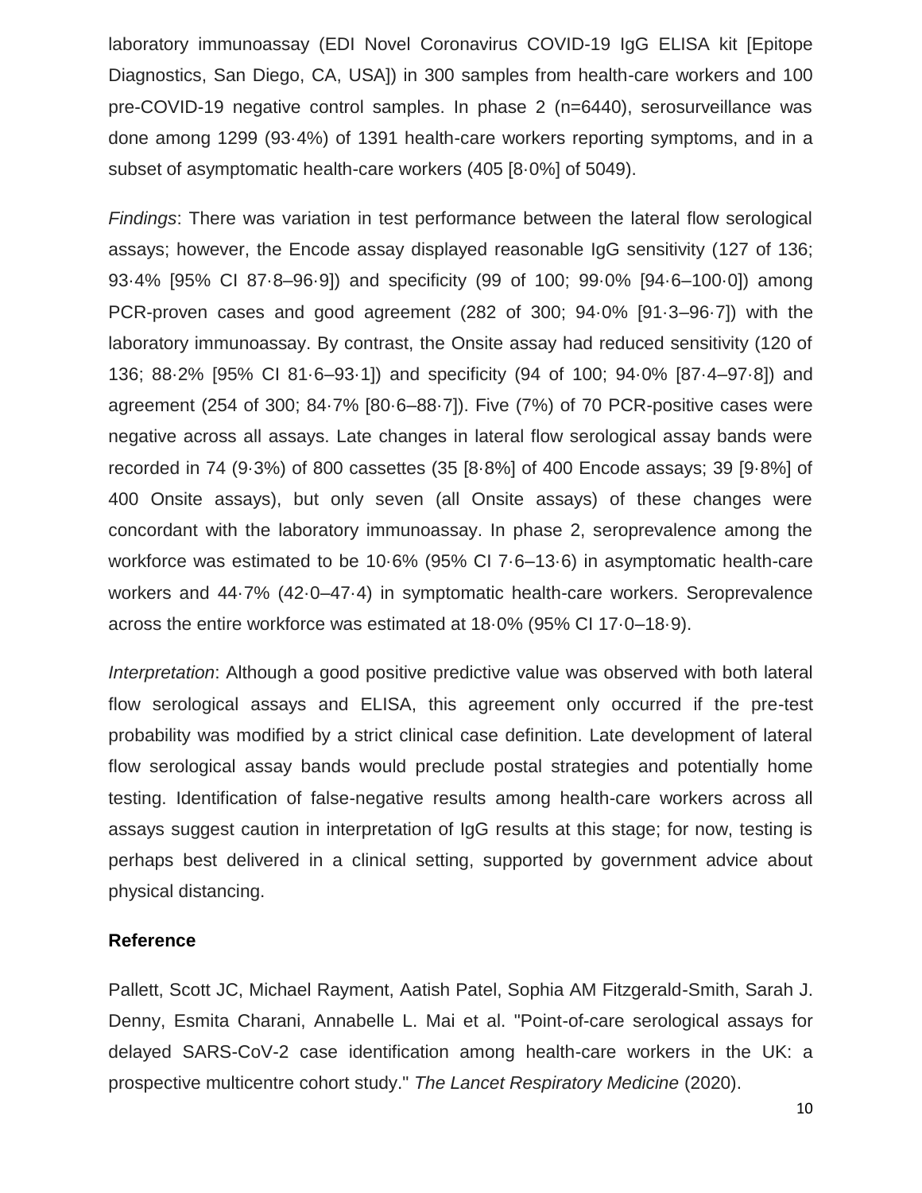laboratory immunoassay (EDI Novel Coronavirus COVID-19 IgG ELISA kit [Epitope Diagnostics, San Diego, CA, USA]) in 300 samples from health-care workers and 100 pre-COVID-19 negative control samples. In phase 2 (n=6440), serosurveillance was done among 1299 (93·4%) of 1391 health-care workers reporting symptoms, and in a subset of asymptomatic health-care workers (405 [8·0%] of 5049).

*Findings*: There was variation in test performance between the lateral flow serological assays; however, the Encode assay displayed reasonable IgG sensitivity (127 of 136; 93·4% [95% CI 87·8–96·9]) and specificity (99 of 100; 99·0% [94·6–100·0]) among PCR-proven cases and good agreement (282 of 300; 94·0% [91·3–96·7]) with the laboratory immunoassay. By contrast, the Onsite assay had reduced sensitivity (120 of 136; 88·2% [95% CI 81·6–93·1]) and specificity (94 of 100; 94·0% [87·4–97·8]) and agreement (254 of 300; 84·7% [80·6–88·7]). Five (7%) of 70 PCR-positive cases were negative across all assays. Late changes in lateral flow serological assay bands were recorded in 74 (9·3%) of 800 cassettes (35 [8·8%] of 400 Encode assays; 39 [9·8%] of 400 Onsite assays), but only seven (all Onsite assays) of these changes were concordant with the laboratory immunoassay. In phase 2, seroprevalence among the workforce was estimated to be 10·6% (95% CI 7·6–13·6) in asymptomatic health-care workers and 44·7% (42·0–47·4) in symptomatic health-care workers. Seroprevalence across the entire workforce was estimated at 18·0% (95% CI 17·0–18·9).

*Interpretation*: Although a good positive predictive value was observed with both lateral flow serological assays and ELISA, this agreement only occurred if the pre-test probability was modified by a strict clinical case definition. Late development of lateral flow serological assay bands would preclude postal strategies and potentially home testing. Identification of false-negative results among health-care workers across all assays suggest caution in interpretation of IgG results at this stage; for now, testing is perhaps best delivered in a clinical setting, supported by government advice about physical distancing.

**Reference**

Pallett, Scott JC, Michael Rayment, Aatish Patel, Sophia AM Fitzgerald-Smith, Sarah J. Denny, Esmita Charani, Annabelle L. Mai et al. "Point-of-care serological assays for delayed SARS-CoV-2 case identification among health-care workers in the UK: a prospective multicentre cohort study." *The Lancet Respiratory Medicine* (2020).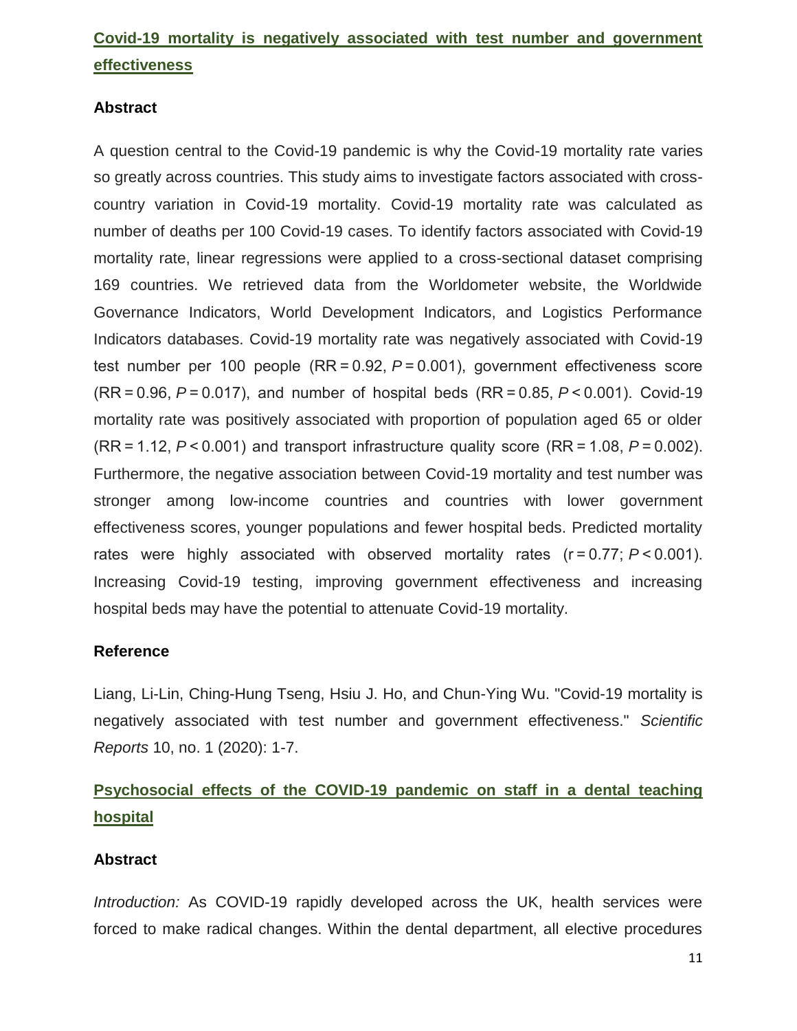## **Covid-19 mortality is negatively associated with test number and government effectiveness**

### Abstract

A question central to the Covid-19 pandemic is why the Covid-19 mortality rate varies so greatly across countries. This study aims to investigate factors associated with cross-country variation in Covid-19 mortality. Covid-19 mortality rate was calculated as number of deaths per 100 Covid-19 cases. To identify factors associated with Covid-19 mortality rate, linear regressions were applied to a cross-sectional dataset comprising 169 countries. We retrieved data from the Worldometer website, the Worldwide Governance Indicators, World Development Indicators, and Logistics Performance Indicators databases. Covid-19 mortality rate was negatively associated with Covid-19 test number per 100 people (RR = 0.92, $P = 0.001$), government effectiveness score (RR = 0.96, $P = 0.017$), and number of hospital beds (RR = 0.85, $P < 0.001$). Covid-19 mortality rate was positively associated with proportion of population aged 65 or older (RR = 1.12, $P < 0.001$) and transport infrastructure quality score (RR = 1.08, $P = 0.002$). Furthermore, the negative association between Covid-19 mortality and test number was stronger among low-income countries and countries with lower government effectiveness scores, younger populations and fewer hospital beds. Predicted mortality rates were highly associated with observed mortality rates ($r = 0.77$; $P < 0.001$). Increasing Covid-19 testing, improving government effectiveness and increasing hospital beds may have the potential to attenuate Covid-19 mortality.

### Reference

Liang, Li-Lin, Ching-Hung Tseng, Hsiu J. Ho, and Chun-Ying Wu. "Covid-19 mortality is negatively associated with test number and government effectiveness." *Scientific Reports* 10, no. 1 (2020): 1-7.

## **Psychosocial effects of the COVID-19 pandemic on staff in a dental teaching hospital**

### Abstract

*Introduction:* As COVID-19 rapidly developed across the UK, health services were forced to make radical changes. Within the dental department, all elective procedures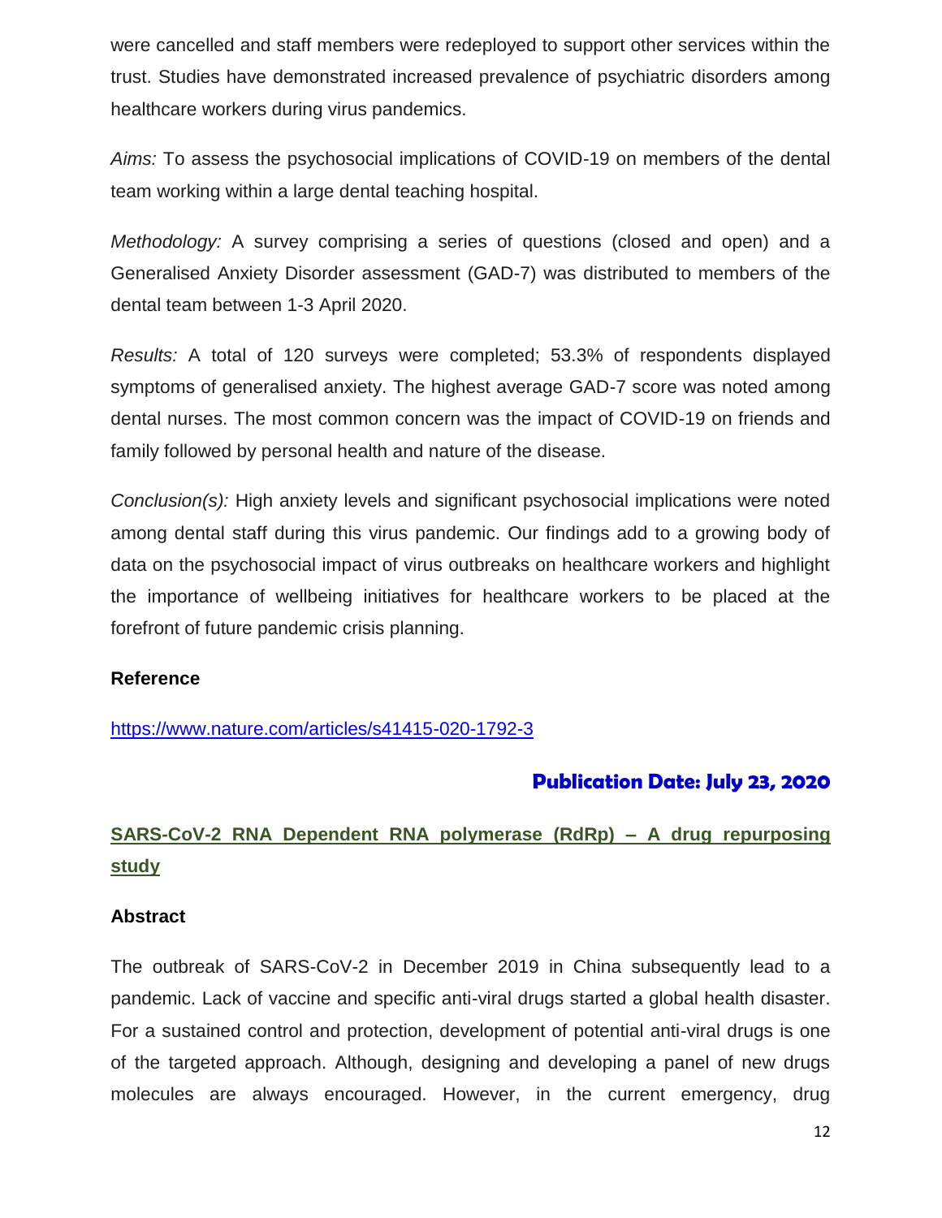were cancelled and staff members were redeployed to support other services within the trust. Studies have demonstrated increased prevalence of psychiatric disorders among healthcare workers during virus pandemics.

*Aims:* To assess the psychosocial implications of COVID-19 on members of the dental team working within a large dental teaching hospital.

*Methodology:* A survey comprising a series of questions (closed and open) and a Generalised Anxiety Disorder assessment (GAD-7) was distributed to members of the dental team between 1-3 April 2020.

*Results:* A total of 120 surveys were completed; 53.3% of respondents displayed symptoms of generalised anxiety. The highest average GAD-7 score was noted among dental nurses. The most common concern was the impact of COVID-19 on friends and family followed by personal health and nature of the disease.

*Conclusion(s):* High anxiety levels and significant psychosocial implications were noted among dental staff during this virus pandemic. Our findings add to a growing body of data on the psychosocial impact of virus outbreaks on healthcare workers and highlight the importance of wellbeing initiatives for healthcare workers to be placed at the forefront of future pandemic crisis planning.

**Reference**

https://www.nature.com/articles/s41415-020-1792-3

**Publication Date: July 23, 2020**

## SARS-CoV-2 RNA Dependent RNA polymerase (RdRp) – A drug repurposing study

**Abstract**

The outbreak of SARS-CoV-2 in December 2019 in China subsequently lead to a pandemic. Lack of vaccine and specific anti-viral drugs started a global health disaster. For a sustained control and protection, development of potential anti-viral drugs is one of the targeted approach. Although, designing and developing a panel of new drugs molecules are always encouraged. However, in the current emergency, drug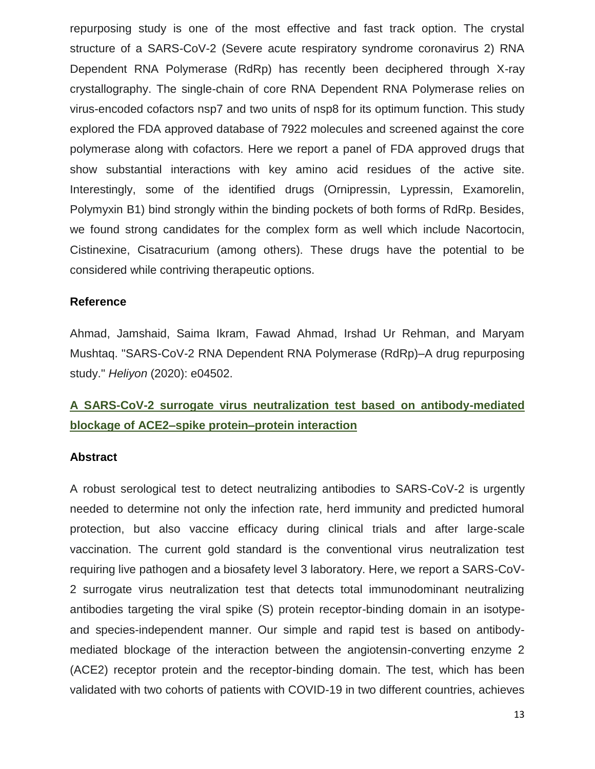repurposing study is one of the most effective and fast track option. The crystal structure of a SARS-CoV-2 (Severe acute respiratory syndrome coronavirus 2) RNA Dependent RNA Polymerase (RdRp) has recently been deciphered through X-ray crystallography. The single-chain of core RNA Dependent RNA Polymerase relies on virus-encoded cofactors nsp7 and two units of nsp8 for its optimum function. This study explored the FDA approved database of 7922 molecules and screened against the core polymerase along with cofactors. Here we report a panel of FDA approved drugs that show substantial interactions with key amino acid residues of the active site. Interestingly, some of the identified drugs (Ornipressin, Lypressin, Examorelin, Polymyxin B1) bind strongly within the binding pockets of both forms of RdRp. Besides, we found strong candidates for the complex form as well which include Nacortocin, Cistinexine, Cisatracurium (among others). These drugs have the potential to be considered while contriving therapeutic options.

**Reference**

Ahmad, Jamshaid, Saima Ikram, Fawad Ahmad, Irshad Ur Rehman, and Maryam Mushtaq. "SARS-CoV-2 RNA Dependent RNA Polymerase (RdRp)–A drug repurposing study." *Heliyon* (2020): e04502.

## A SARS-CoV-2 surrogate virus neutralization test based on antibody-mediated blockage of ACE2–spike protein–protein interaction

**Abstract**

A robust serological test to detect neutralizing antibodies to SARS-CoV-2 is urgently needed to determine not only the infection rate, herd immunity and predicted humoral protection, but also vaccine efficacy during clinical trials and after large-scale vaccination. The current gold standard is the conventional virus neutralization test requiring live pathogen and a biosafety level 3 laboratory. Here, we report a SARS-CoV-2 surrogate virus neutralization test that detects total immunodominant neutralizing antibodies targeting the viral spike (S) protein receptor-binding domain in an isotype- and species-independent manner. Our simple and rapid test is based on antibody-mediated blockage of the interaction between the angiotensin-converting enzyme 2 (ACE2) receptor protein and the receptor-binding domain. The test, which has been validated with two cohorts of patients with COVID-19 in two different countries, achieves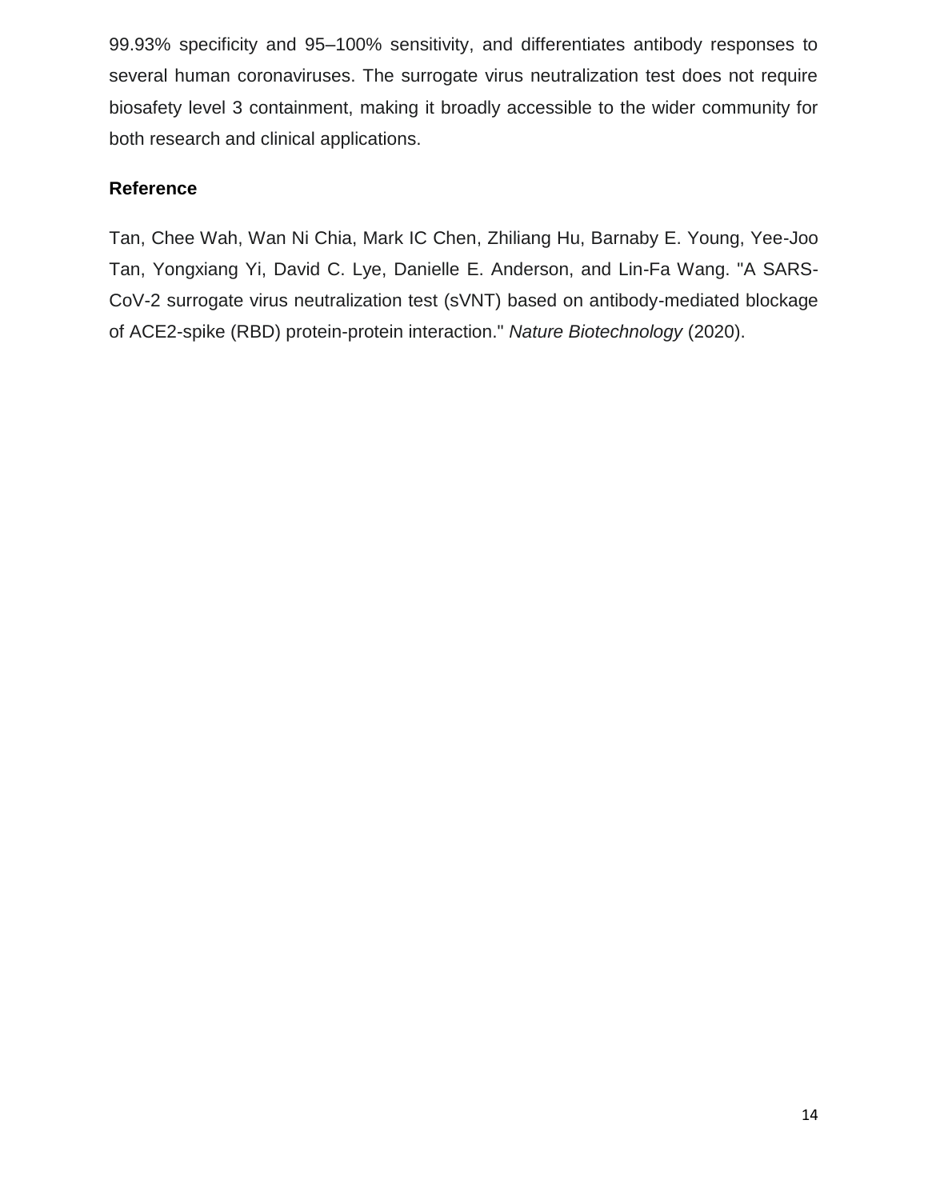99.93% specificity and 95–100% sensitivity, and differentiates antibody responses to several human coronaviruses. The surrogate virus neutralization test does not require biosafety level 3 containment, making it broadly accessible to the wider community for both research and clinical applications.

**Reference**

Tan, Chee Wah, Wan Ni Chia, Mark IC Chen, Zhiliang Hu, Barnaby E. Young, Yee-Joo Tan, Yongxiang Yi, David C. Lye, Danielle E. Anderson, and Lin-Fa Wang. "A SARS-CoV-2 surrogate virus neutralization test (sVNT) based on antibody-mediated blockage of ACE2-spike (RBD) protein-protein interaction." *Nature Biotechnology* (2020).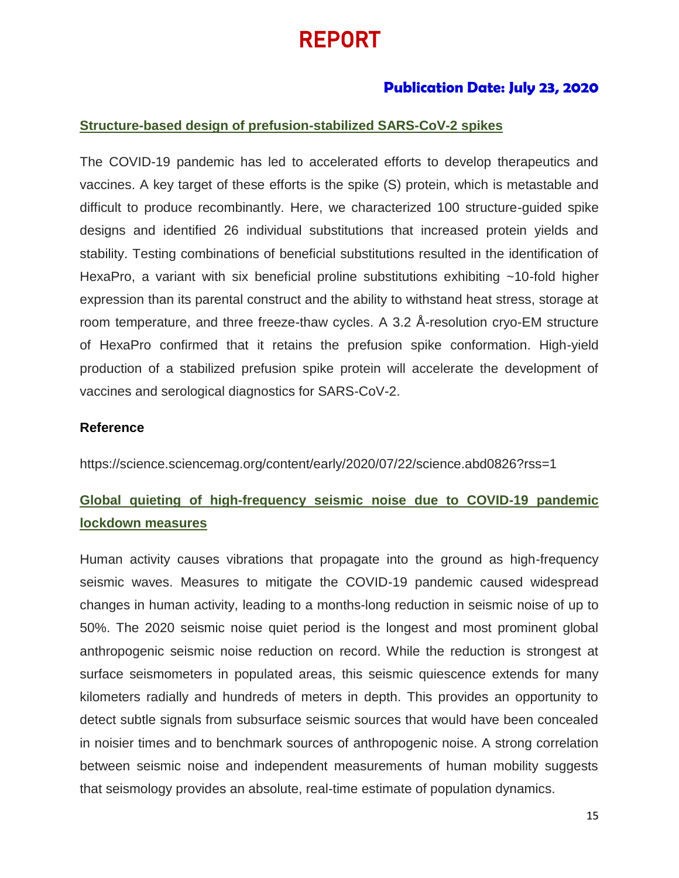# REPORT

**Publication Date: July 23, 2020**

## Structure-based design of prefusion-stabilized SARS-CoV-2 spikes

The COVID-19 pandemic has led to accelerated efforts to develop therapeutics and vaccines. A key target of these efforts is the spike (S) protein, which is metastable and difficult to produce recombinantly. Here, we characterized 100 structure-guided spike designs and identified 26 individual substitutions that increased protein yields and stability. Testing combinations of beneficial substitutions resulted in the identification of HexaPro, a variant with six beneficial proline substitutions exhibiting ~10-fold higher expression than its parental construct and the ability to withstand heat stress, storage at room temperature, and three freeze-thaw cycles. A 3.2 Å-resolution cryo-EM structure of HexaPro confirmed that it retains the prefusion spike conformation. High-yield production of a stabilized prefusion spike protein will accelerate the development of vaccines and serological diagnostics for SARS-CoV-2.

**Reference**

https://science.sciencemag.org/content/early/2020/07/22/science.abd0826?rss=1

## Global quieting of high-frequency seismic noise due to COVID-19 pandemic lockdown measures

Human activity causes vibrations that propagate into the ground as high-frequency seismic waves. Measures to mitigate the COVID-19 pandemic caused widespread changes in human activity, leading to a months-long reduction in seismic noise of up to 50%. The 2020 seismic noise quiet period is the longest and most prominent global anthropogenic seismic noise reduction on record. While the reduction is strongest at surface seismometers in populated areas, this seismic quiescence extends for many kilometers radially and hundreds of meters in depth. This provides an opportunity to detect subtle signals from subsurface seismic sources that would have been concealed in noisier times and to benchmark sources of anthropogenic noise. A strong correlation between seismic noise and independent measurements of human mobility suggests that seismology provides an absolute, real-time estimate of population dynamics.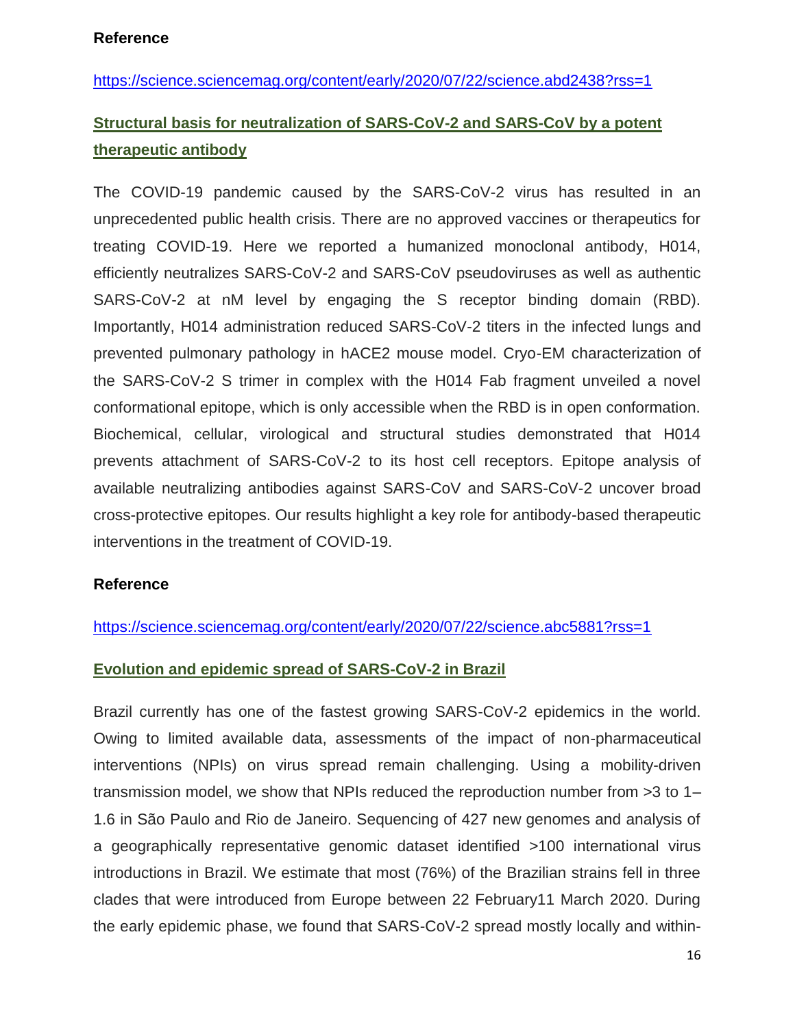**Reference**

https://science.sciencemag.org/content/early/2020/07/22/science.abd2438?rss=1

## Structural basis for neutralization of SARS-CoV-2 and SARS-CoV by a potent therapeutic antibody

The COVID-19 pandemic caused by the SARS-CoV-2 virus has resulted in an unprecedented public health crisis. There are no approved vaccines or therapeutics for treating COVID-19. Here we reported a humanized monoclonal antibody, H014, efficiently neutralizes SARS-CoV-2 and SARS-CoV pseudoviruses as well as authentic SARS-CoV-2 at nM level by engaging the S receptor binding domain (RBD). Importantly, H014 administration reduced SARS-CoV-2 titers in the infected lungs and prevented pulmonary pathology in hACE2 mouse model. Cryo-EM characterization of the SARS-CoV-2 S trimer in complex with the H014 Fab fragment unveiled a novel conformational epitope, which is only accessible when the RBD is in open conformation. Biochemical, cellular, virological and structural studies demonstrated that H014 prevents attachment of SARS-CoV-2 to its host cell receptors. Epitope analysis of available neutralizing antibodies against SARS-CoV and SARS-CoV-2 uncover broad cross-protective epitopes. Our results highlight a key role for antibody-based therapeutic interventions in the treatment of COVID-19.

**Reference**

https://science.sciencemag.org/content/early/2020/07/22/science.abc5881?rss=1

## Evolution and epidemic spread of SARS-CoV-2 in Brazil

Brazil currently has one of the fastest growing SARS-CoV-2 epidemics in the world. Owing to limited available data, assessments of the impact of non-pharmaceutical interventions (NPIs) on virus spread remain challenging. Using a mobility-driven transmission model, we show that NPIs reduced the reproduction number from >3 to 1–1.6 in São Paulo and Rio de Janeiro. Sequencing of 427 new genomes and analysis of a geographically representative genomic dataset identified >100 international virus introductions in Brazil. We estimate that most (76%) of the Brazilian strains fell in three clades that were introduced from Europe between 22 February11 March 2020. During the early epidemic phase, we found that SARS-CoV-2 spread mostly locally and within-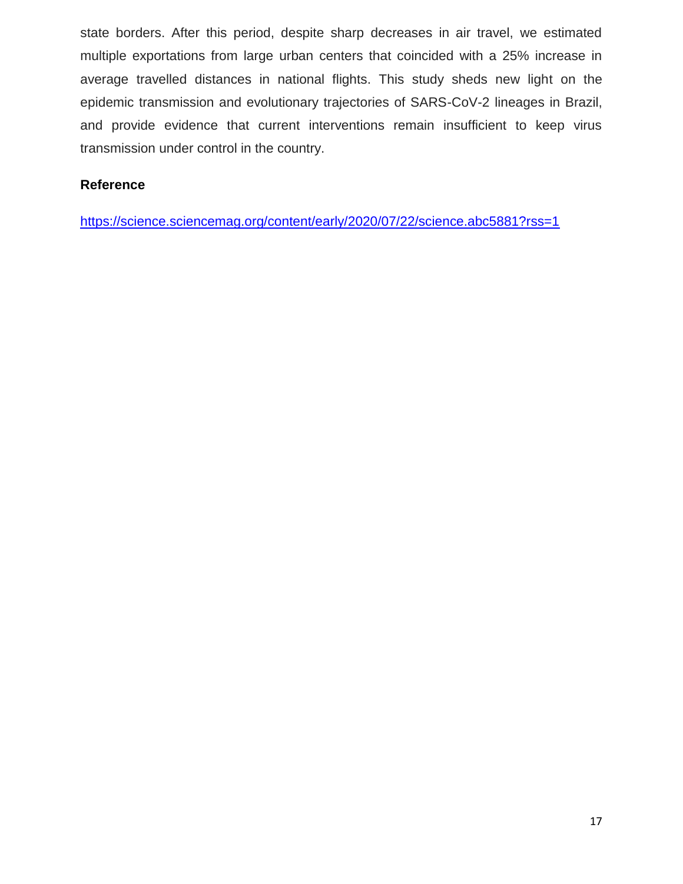state borders. After this period, despite sharp decreases in air travel, we estimated multiple exportations from large urban centers that coincided with a 25% increase in average travelled distances in national flights. This study sheds new light on the epidemic transmission and evolutionary trajectories of SARS-CoV-2 lineages in Brazil, and provide evidence that current interventions remain insufficient to keep virus transmission under control in the country.

**Reference**

https://science.sciencemag.org/content/early/2020/07/22/science.abc5881?rss=1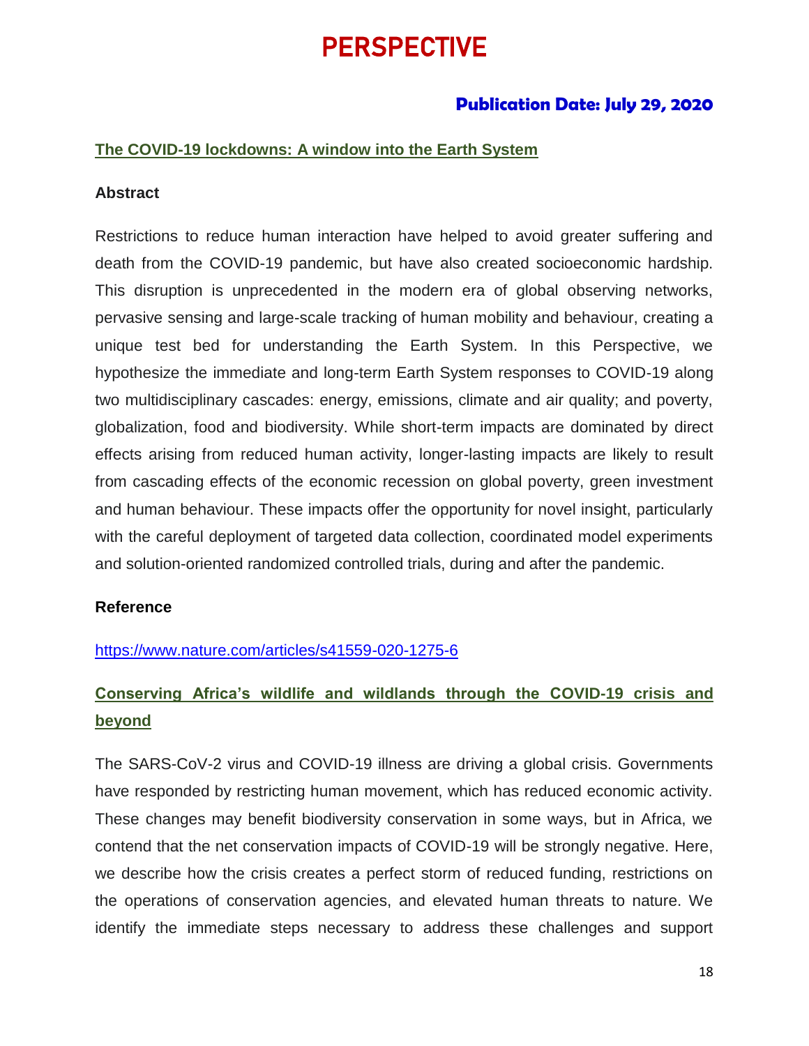# PERSPECTIVE

**Publication Date: July 29, 2020**

## The COVID-19 lockdowns: A window into the Earth System

### Abstract

Restrictions to reduce human interaction have helped to avoid greater suffering and death from the COVID-19 pandemic, but have also created socioeconomic hardship. This disruption is unprecedented in the modern era of global observing networks, pervasive sensing and large-scale tracking of human mobility and behaviour, creating a unique test bed for understanding the Earth System. In this Perspective, we hypothesize the immediate and long-term Earth System responses to COVID-19 along two multidisciplinary cascades: energy, emissions, climate and air quality; and poverty, globalization, food and biodiversity. While short-term impacts are dominated by direct effects arising from reduced human activity, longer-lasting impacts are likely to result from cascading effects of the economic recession on global poverty, green investment and human behaviour. These impacts offer the opportunity for novel insight, particularly with the careful deployment of targeted data collection, coordinated model experiments and solution-oriented randomized controlled trials, during and after the pandemic.

### Reference

https://www.nature.com/articles/s41559-020-1275-6

## Conserving Africa's wildlife and wildlands through the COVID-19 crisis and beyond

The SARS-CoV-2 virus and COVID-19 illness are driving a global crisis. Governments have responded by restricting human movement, which has reduced economic activity. These changes may benefit biodiversity conservation in some ways, but in Africa, we contend that the net conservation impacts of COVID-19 will be strongly negative. Here, we describe how the crisis creates a perfect storm of reduced funding, restrictions on the operations of conservation agencies, and elevated human threats to nature. We identify the immediate steps necessary to address these challenges and support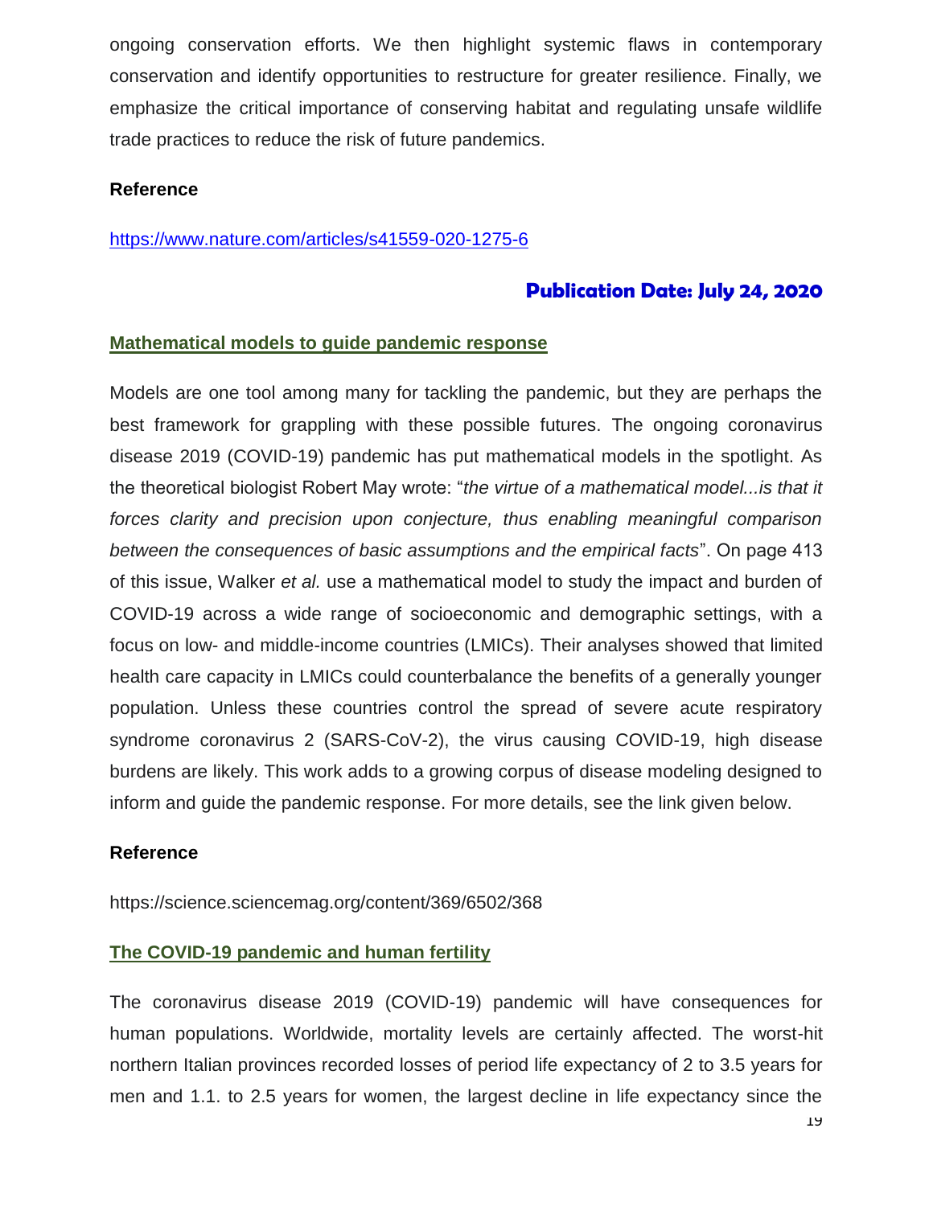ongoing conservation efforts. We then highlight systemic flaws in contemporary conservation and identify opportunities to restructure for greater resilience. Finally, we emphasize the critical importance of conserving habitat and regulating unsafe wildlife trade practices to reduce the risk of future pandemics.

**Reference**

https://www.nature.com/articles/s41559-020-1275-6

## Publication Date: July 24, 2020

### Mathematical models to guide pandemic response

Models are one tool among many for tackling the pandemic, but they are perhaps the best framework for grappling with these possible futures. The ongoing coronavirus disease 2019 (COVID-19) pandemic has put mathematical models in the spotlight. As the theoretical biologist Robert May wrote: "*the virtue of a mathematical model...is that it forces clarity and precision upon conjecture, thus enabling meaningful comparison between the consequences of basic assumptions and the empirical facts*". On page 413 of this issue, Walker *et al.* use a mathematical model to study the impact and burden of COVID-19 across a wide range of socioeconomic and demographic settings, with a focus on low- and middle-income countries (LMICs). Their analyses showed that limited health care capacity in LMICs could counterbalance the benefits of a generally younger population. Unless these countries control the spread of severe acute respiratory syndrome coronavirus 2 (SARS-CoV-2), the virus causing COVID-19, high disease burdens are likely. This work adds to a growing corpus of disease modeling designed to inform and guide the pandemic response. For more details, see the link given below.

**Reference**

https://science.sciencemag.org/content/369/6502/368

### The COVID-19 pandemic and human fertility

The coronavirus disease 2019 (COVID-19) pandemic will have consequences for human populations. Worldwide, mortality levels are certainly affected. The worst-hit northern Italian provinces recorded losses of period life expectancy of 2 to 3.5 years for men and 1.1. to 2.5 years for women, the largest decline in life expectancy since the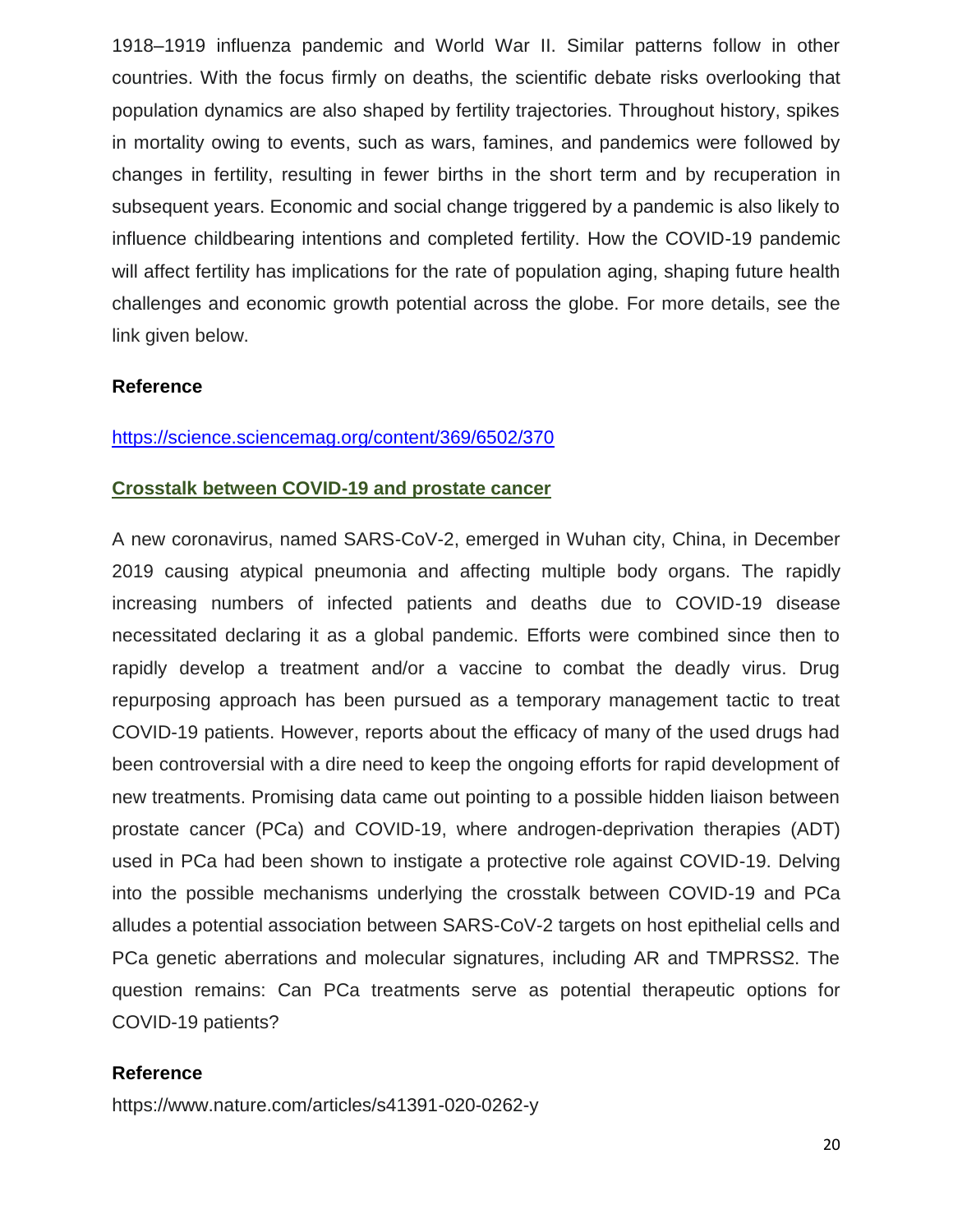1918–1919 influenza pandemic and World War II. Similar patterns follow in other countries. With the focus firmly on deaths, the scientific debate risks overlooking that population dynamics are also shaped by fertility trajectories. Throughout history, spikes in mortality owing to events, such as wars, famines, and pandemics were followed by changes in fertility, resulting in fewer births in the short term and by recuperation in subsequent years. Economic and social change triggered by a pandemic is also likely to influence childbearing intentions and completed fertility. How the COVID-19 pandemic will affect fertility has implications for the rate of population aging, shaping future health challenges and economic growth potential across the globe. For more details, see the link given below.

**Reference**

https://science.sciencemag.org/content/369/6502/370

## Crosstalk between COVID-19 and prostate cancer

A new coronavirus, named SARS-CoV-2, emerged in Wuhan city, China, in December 2019 causing atypical pneumonia and affecting multiple body organs. The rapidly increasing numbers of infected patients and deaths due to COVID-19 disease necessitated declaring it as a global pandemic. Efforts were combined since then to rapidly develop a treatment and/or a vaccine to combat the deadly virus. Drug repurposing approach has been pursued as a temporary management tactic to treat COVID-19 patients. However, reports about the efficacy of many of the used drugs had been controversial with a dire need to keep the ongoing efforts for rapid development of new treatments. Promising data came out pointing to a possible hidden liaison between prostate cancer (PCa) and COVID-19, where androgen-deprivation therapies (ADT) used in PCa had been shown to instigate a protective role against COVID-19. Delving into the possible mechanisms underlying the crosstalk between COVID-19 and PCa alludes a potential association between SARS-CoV-2 targets on host epithelial cells and PCa genetic aberrations and molecular signatures, including AR and TMPRSS2. The question remains: Can PCa treatments serve as potential therapeutic options for COVID-19 patients?

**Reference**

https://www.nature.com/articles/s41391-020-0262-y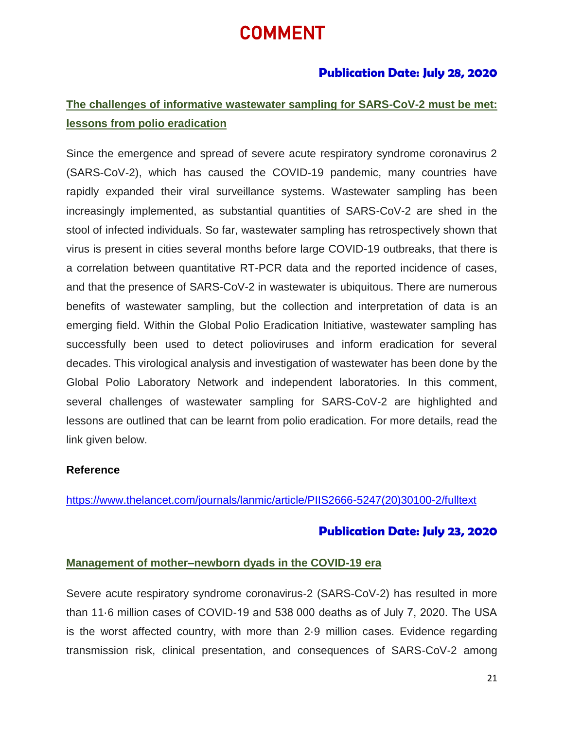# COMMENT

**Publication Date: July 28, 2020**

## The challenges of informative wastewater sampling for SARS-CoV-2 must be met: lessons from polio eradication

Since the emergence and spread of severe acute respiratory syndrome coronavirus 2 (SARS-CoV-2), which has caused the COVID-19 pandemic, many countries have rapidly expanded their viral surveillance systems. Wastewater sampling has been increasingly implemented, as substantial quantities of SARS-CoV-2 are shed in the stool of infected individuals. So far, wastewater sampling has retrospectively shown that virus is present in cities several months before large COVID-19 outbreaks, that there is a correlation between quantitative RT-PCR data and the reported incidence of cases, and that the presence of SARS-CoV-2 in wastewater is ubiquitous. There are numerous benefits of wastewater sampling, but the collection and interpretation of data is an emerging field. Within the Global Polio Eradication Initiative, wastewater sampling has successfully been used to detect polioviruses and inform eradication for several decades. This virological analysis and investigation of wastewater has been done by the Global Polio Laboratory Network and independent laboratories. In this comment, several challenges of wastewater sampling for SARS-CoV-2 are highlighted and lessons are outlined that can be learnt from polio eradication. For more details, read the link given below.

**Reference**

https://www.thelancet.com/journals/lanmic/article/PIIS2666-5247(20)30100-2/fulltext

**Publication Date: July 23, 2020**

## Management of mother–newborn dyads in the COVID-19 era

Severe acute respiratory syndrome coronavirus-2 (SARS-CoV-2) has resulted in more than 11·6 million cases of COVID-19 and 538 000 deaths as of July 7, 2020. The USA is the worst affected country, with more than 2·9 million cases. Evidence regarding transmission risk, clinical presentation, and consequences of SARS-CoV-2 among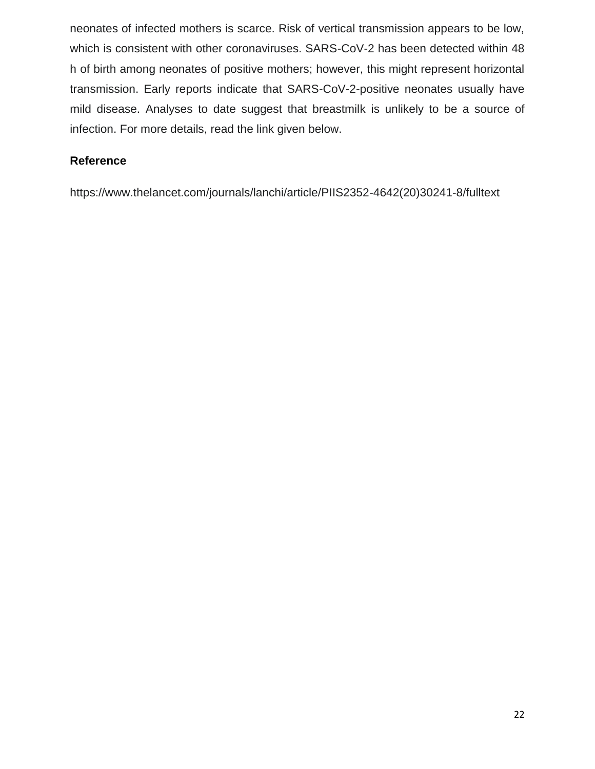neonates of infected mothers is scarce. Risk of vertical transmission appears to be low, which is consistent with other coronaviruses. SARS-CoV-2 has been detected within 48 h of birth among neonates of positive mothers; however, this might represent horizontal transmission. Early reports indicate that SARS-CoV-2-positive neonates usually have mild disease. Analyses to date suggest that breastmilk is unlikely to be a source of infection. For more details, read the link given below.

**Reference**

https://www.thelancet.com/journals/lanchi/article/PIIS2352-4642(20)30241-8/fulltext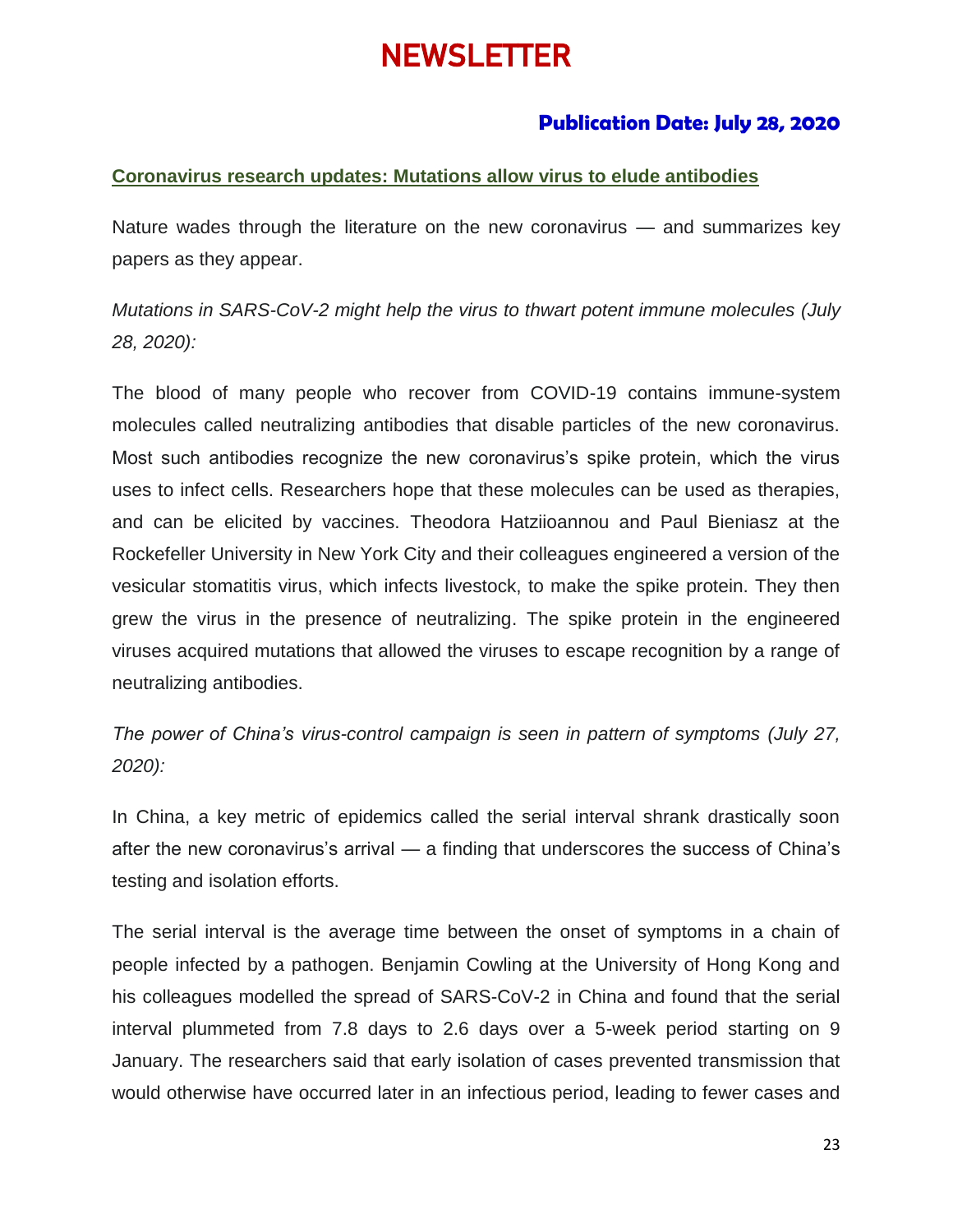# NEWSLETTER

**Publication Date: July 28, 2020**

## Coronavirus research updates: Mutations allow virus to elude antibodies

Nature wades through the literature on the new coronavirus — and summarizes key papers as they appear.

*Mutations in SARS-CoV-2 might help the virus to thwart potent immune molecules (July 28, 2020):*

The blood of many people who recover from COVID-19 contains immune-system molecules called neutralizing antibodies that disable particles of the new coronavirus. Most such antibodies recognize the new coronavirus's spike protein, which the virus uses to infect cells. Researchers hope that these molecules can be used as therapies, and can be elicited by vaccines. Theodora Hatziioannou and Paul Bieniasz at the Rockefeller University in New York City and their colleagues engineered a version of the vesicular stomatitis virus, which infects livestock, to make the spike protein. They then grew the virus in the presence of neutralizing. The spike protein in the engineered viruses acquired mutations that allowed the viruses to escape recognition by a range of neutralizing antibodies.

*The power of China's virus-control campaign is seen in pattern of symptoms (July 27, 2020):*

In China, a key metric of epidemics called the serial interval shrank drastically soon after the new coronavirus's arrival — a finding that underscores the success of China's testing and isolation efforts.

The serial interval is the average time between the onset of symptoms in a chain of people infected by a pathogen. Benjamin Cowling at the University of Hong Kong and his colleagues modelled the spread of SARS-CoV-2 in China and found that the serial interval plummeted from 7.8 days to 2.6 days over a 5-week period starting on 9 January. The researchers said that early isolation of cases prevented transmission that would otherwise have occurred later in an infectious period, leading to fewer cases and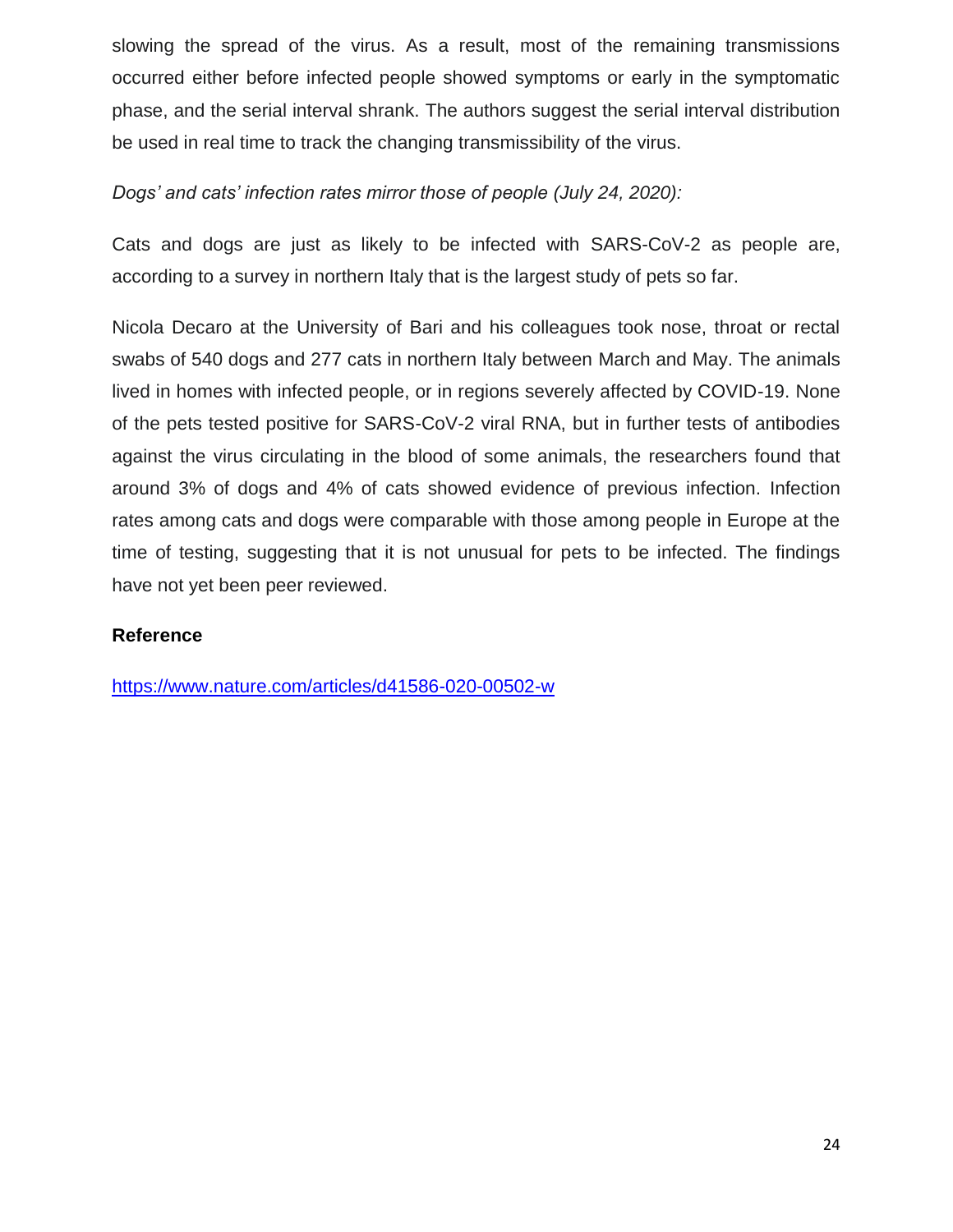slowing the spread of the virus. As a result, most of the remaining transmissions occurred either before infected people showed symptoms or early in the symptomatic phase, and the serial interval shrank. The authors suggest the serial interval distribution be used in real time to track the changing transmissibility of the virus.

*Dogs' and cats' infection rates mirror those of people (July 24, 2020):*

Cats and dogs are just as likely to be infected with SARS-CoV-2 as people are, according to a survey in northern Italy that is the largest study of pets so far.

Nicola Decaro at the University of Bari and his colleagues took nose, throat or rectal swabs of 540 dogs and 277 cats in northern Italy between March and May. The animals lived in homes with infected people, or in regions severely affected by COVID-19. None of the pets tested positive for SARS-CoV-2 viral RNA, but in further tests of antibodies against the virus circulating in the blood of some animals, the researchers found that around 3% of dogs and 4% of cats showed evidence of previous infection. Infection rates among cats and dogs were comparable with those among people in Europe at the time of testing, suggesting that it is not unusual for pets to be infected. The findings have not yet been peer reviewed.

**Reference**

https://www.nature.com/articles/d41586-020-00502-w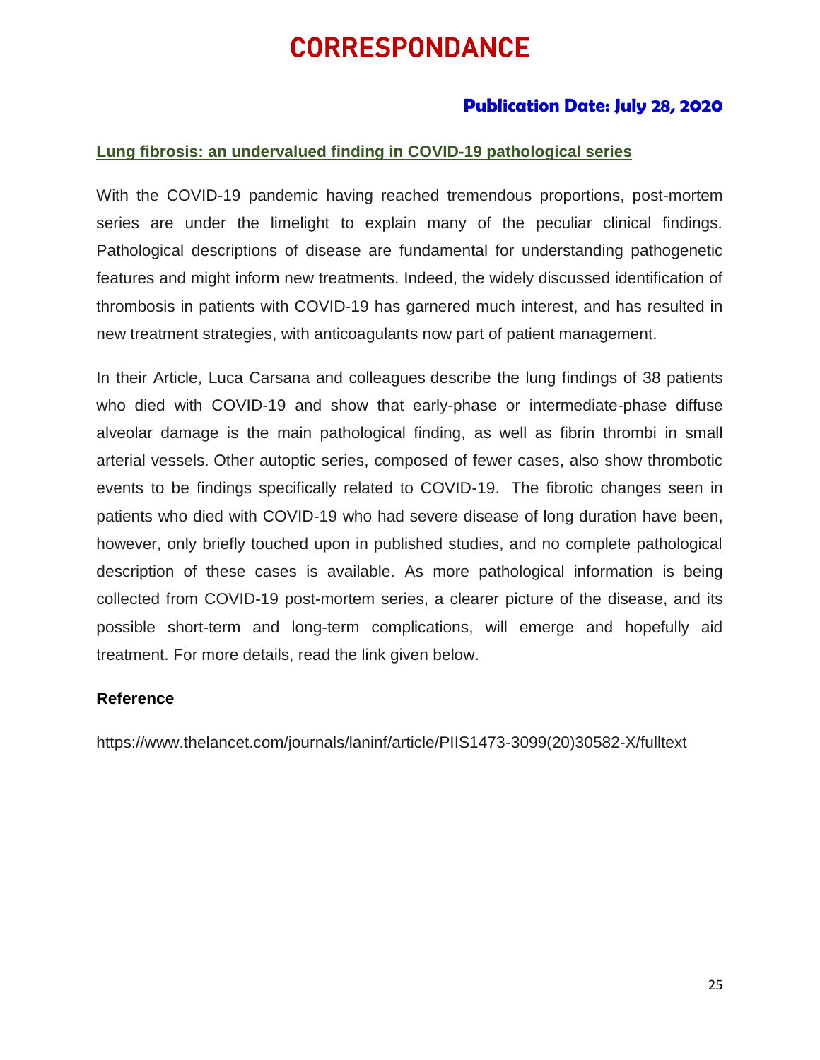# CORRESPONDANCE

**Publication Date: July 28, 2020**

## Lung fibrosis: an undervalued finding in COVID-19 pathological series

With the COVID-19 pandemic having reached tremendous proportions, post-mortem series are under the limelight to explain many of the peculiar clinical findings. Pathological descriptions of disease are fundamental for understanding pathogenetic features and might inform new treatments. Indeed, the widely discussed identification of thrombosis in patients with COVID-19 has garnered much interest, and has resulted in new treatment strategies, with anticoagulants now part of patient management.

In their Article, Luca Carsana and colleagues describe the lung findings of 38 patients who died with COVID-19 and show that early-phase or intermediate-phase diffuse alveolar damage is the main pathological finding, as well as fibrin thrombi in small arterial vessels. Other autoptic series, composed of fewer cases, also show thrombotic events to be findings specifically related to COVID-19. The fibrotic changes seen in patients who died with COVID-19 who had severe disease of long duration have been, however, only briefly touched upon in published studies, and no complete pathological description of these cases is available. As more pathological information is being collected from COVID-19 post-mortem series, a clearer picture of the disease, and its possible short-term and long-term complications, will emerge and hopefully aid treatment. For more details, read the link given below.

**Reference**

https://www.thelancet.com/journals/laninf/article/PIIS1473-3099(20)30582-X/fulltext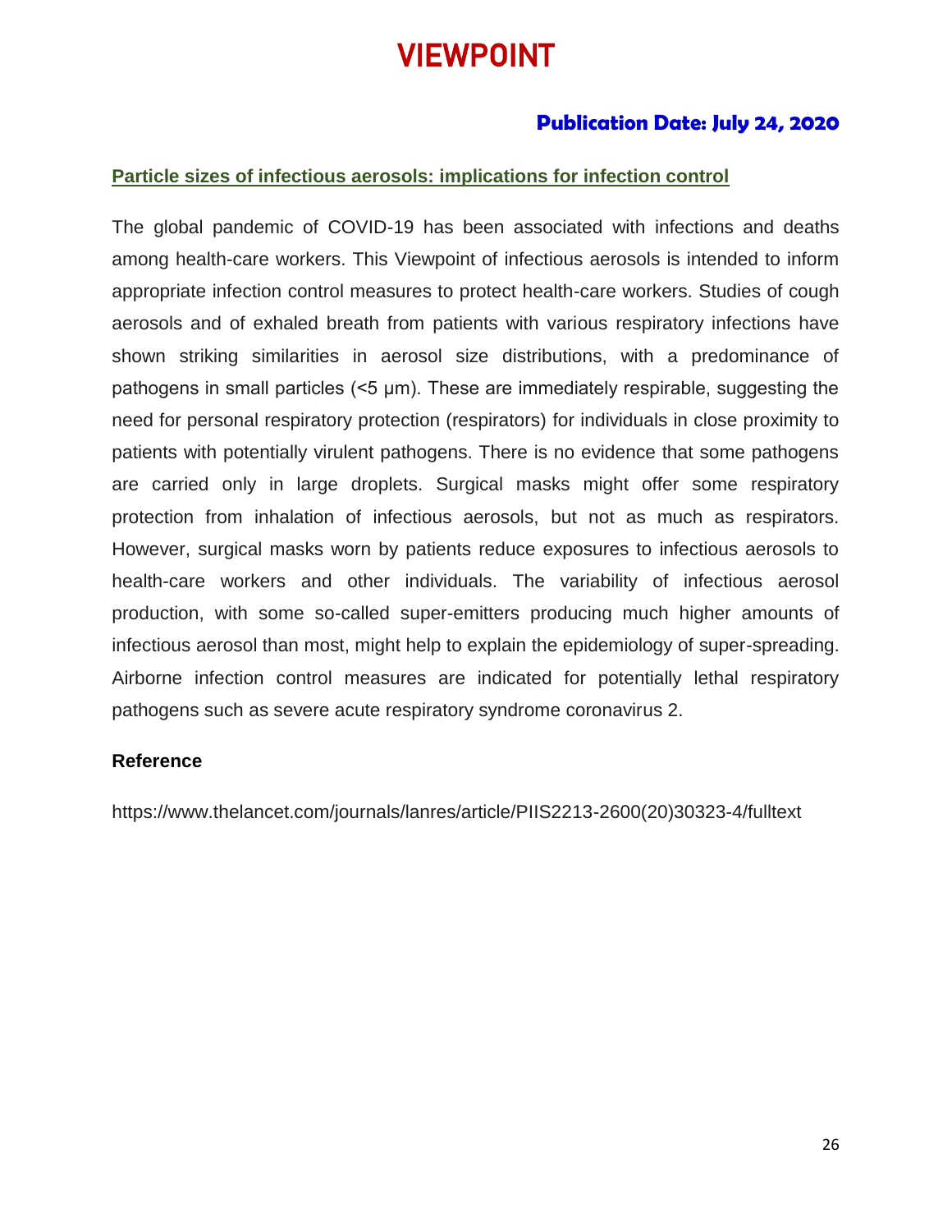# VIEWPOINT

**Publication Date: July 24, 2020**

**Particle sizes of infectious aerosols: implications for infection control**

The global pandemic of COVID-19 has been associated with infections and deaths among health-care workers. This Viewpoint of infectious aerosols is intended to inform appropriate infection control measures to protect health-care workers. Studies of cough aerosols and of exhaled breath from patients with various respiratory infections have shown striking similarities in aerosol size distributions, with a predominance of pathogens in small particles (<5 μm). These are immediately respirable, suggesting the need for personal respiratory protection (respirators) for individuals in close proximity to patients with potentially virulent pathogens. There is no evidence that some pathogens are carried only in large droplets. Surgical masks might offer some respiratory protection from inhalation of infectious aerosols, but not as much as respirators. However, surgical masks worn by patients reduce exposures to infectious aerosols to health-care workers and other individuals. The variability of infectious aerosol production, with some so-called super-emitters producing much higher amounts of infectious aerosol than most, might help to explain the epidemiology of super-spreading. Airborne infection control measures are indicated for potentially lethal respiratory pathogens such as severe acute respiratory syndrome coronavirus 2.

**Reference**

https://www.thelancet.com/journals/lanres/article/PIIS2213-2600(20)30323-4/fulltext